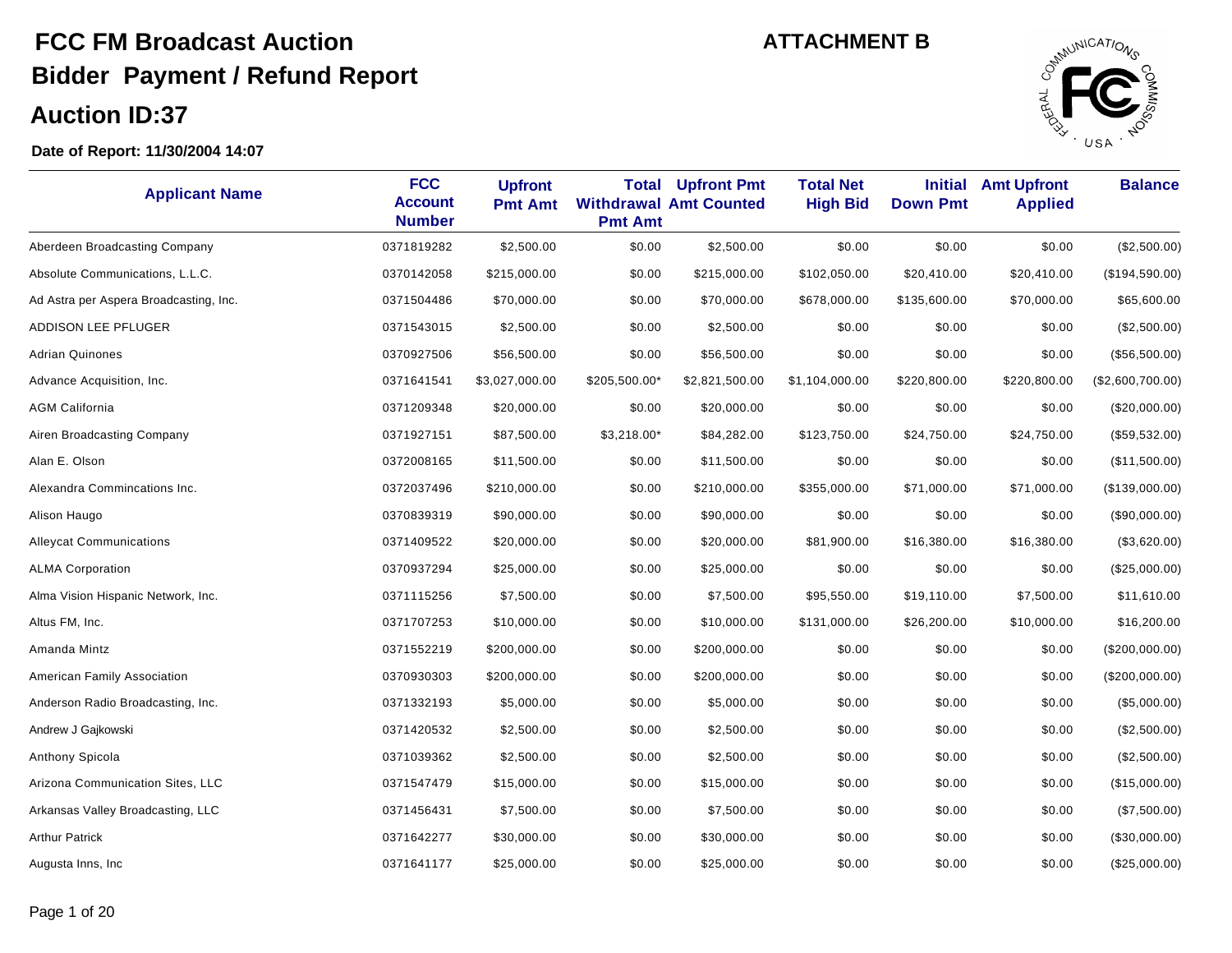# FCC FM Broadcast Auction

## Bidder Payment / Refund Report

## Auction ID:37

**ATTACHMENT B**

**Date of Report: 11/30/2004 14:07**

| Applicant Name | FCC Account Number | Upfront Pmt Amt | Total Withdrawal Pmt Amt | Upfront Pmt Amt Counted | Total Net High Bid | Initial Down Pmt | Amt Upfront Applied | Balance |
|---|---|---|---|---|---|---|---|---|
| Aberdeen Broadcasting Company | 0371819282 | $2,500.00 | $0.00 | $2,500.00 | $0.00 | $0.00 | $0.00 | ($2,500.00) |
| Absolute Communications, L.L.C. | 0370142058 | $215,000.00 | $0.00 | $215,000.00 | $102,050.00 | $20,410.00 | $20,410.00 | ($194,590.00) |
| Ad Astra per Aspera Broadcasting, Inc. | 0371504486 | $70,000.00 | $0.00 | $70,000.00 | $678,000.00 | $135,600.00 | $70,000.00 | $65,600.00 |
| ADDISON LEE PFLUGER | 0371543015 | $2,500.00 | $0.00 | $2,500.00 | $0.00 | $0.00 | $0.00 | ($2,500.00) |
| Adrian Quinones | 0370927506 | $56,500.00 | $0.00 | $56,500.00 | $0.00 | $0.00 | $0.00 | ($56,500.00) |
| Advance Acquisition, Inc. | 0371641541 | $3,027,000.00 | $205,500.00* | $2,821,500.00 | $1,104,000.00 | $220,800.00 | $220,800.00 | ($2,600,700.00) |
| AGM California | 0371209348 | $20,000.00 | $0.00 | $20,000.00 | $0.00 | $0.00 | $0.00 | ($20,000.00) |
| Airen Broadcasting Company | 0371927151 | $87,500.00 | $3,218.00* | $84,282.00 | $123,750.00 | $24,750.00 | $24,750.00 | ($59,532.00) |
| Alan E. Olson | 0372008165 | $11,500.00 | $0.00 | $11,500.00 | $0.00 | $0.00 | $0.00 | ($11,500.00) |
| Alexandra Commincations Inc. | 0372037496 | $210,000.00 | $0.00 | $210,000.00 | $355,000.00 | $71,000.00 | $71,000.00 | ($139,000.00) |
| Alison Haugo | 0370839319 | $90,000.00 | $0.00 | $90,000.00 | $0.00 | $0.00 | $0.00 | ($90,000.00) |
| Alleycat Communications | 0371409522 | $20,000.00 | $0.00 | $20,000.00 | $81,900.00 | $16,380.00 | $16,380.00 | ($3,620.00) |
| ALMA Corporation | 0370937294 | $25,000.00 | $0.00 | $25,000.00 | $0.00 | $0.00 | $0.00 | ($25,000.00) |
| Alma Vision Hispanic Network, Inc. | 0371115256 | $7,500.00 | $0.00 | $7,500.00 | $95,550.00 | $19,110.00 | $7,500.00 | $11,610.00 |
| Altus FM, Inc. | 0371707253 | $10,000.00 | $0.00 | $10,000.00 | $131,000.00 | $26,200.00 | $10,000.00 | $16,200.00 |
| Amanda Mintz | 0371552219 | $200,000.00 | $0.00 | $200,000.00 | $0.00 | $0.00 | $0.00 | ($200,000.00) |
| American Family Association | 0370930303 | $200,000.00 | $0.00 | $200,000.00 | $0.00 | $0.00 | $0.00 | ($200,000.00) |
| Anderson Radio Broadcasting, Inc. | 0371332193 | $5,000.00 | $0.00 | $5,000.00 | $0.00 | $0.00 | $0.00 | ($5,000.00) |
| Andrew J Gajkowski | 0371420532 | $2,500.00 | $0.00 | $2,500.00 | $0.00 | $0.00 | $0.00 | ($2,500.00) |
| Anthony Spicola | 0371039362 | $2,500.00 | $0.00 | $2,500.00 | $0.00 | $0.00 | $0.00 | ($2,500.00) |
| Arizona Communication Sites, LLC | 0371547479 | $15,000.00 | $0.00 | $15,000.00 | $0.00 | $0.00 | $0.00 | ($15,000.00) |
| Arkansas Valley Broadcasting, LLC | 0371456431 | $7,500.00 | $0.00 | $7,500.00 | $0.00 | $0.00 | $0.00 | ($7,500.00) |
| Arthur Patrick | 0371642277 | $30,000.00 | $0.00 | $30,000.00 | $0.00 | $0.00 | $0.00 | ($30,000.00) |
| Augusta Inns, Inc | 0371641177 | $25,000.00 | $0.00 | $25,000.00 | $0.00 | $0.00 | $0.00 | ($25,000.00) |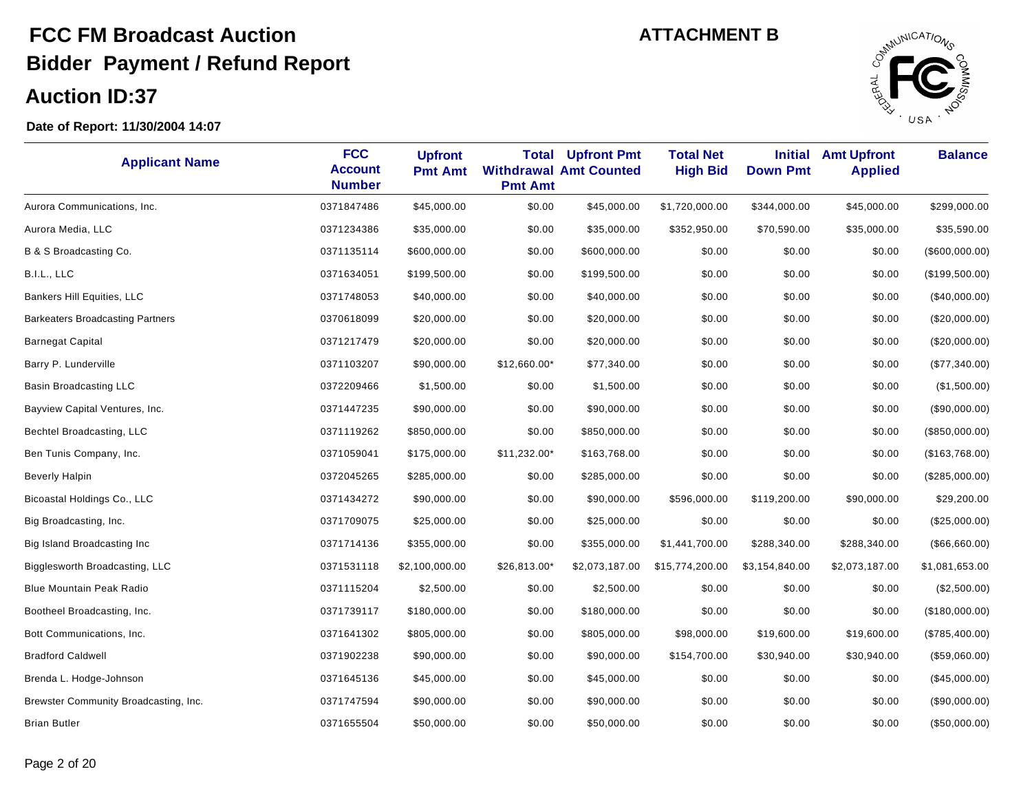# FCC FM Broadcast Auction

# Bidder Payment / Refund Report

## ATTACHMENT B

## Auction ID:37

**Date of Report: 11/30/2004 14:07**

| Applicant Name | FCC Account Number | Upfront Pmt Amt | Total Withdrawal Pmt Amt | Upfront Pmt Amt Counted | Total Net High Bid | Initial Down Pmt | Amt Upfront Applied | Balance |
|---|---|---|---|---|---|---|---|---|
| Aurora Communications, Inc. | 0371847486 | $45,000.00 | $0.00 | $45,000.00 | $1,720,000.00 | $344,000.00 | $45,000.00 | $299,000.00 |
| Aurora Media, LLC | 0371234386 | $35,000.00 | $0.00 | $35,000.00 | $352,950.00 | $70,590.00 | $35,000.00 | $35,590.00 |
| B & S Broadcasting Co. | 0371135114 | $600,000.00 | $0.00 | $600,000.00 | $0.00 | $0.00 | $0.00 | ($600,000.00) |
| B.I.L., LLC | 0371634051 | $199,500.00 | $0.00 | $199,500.00 | $0.00 | $0.00 | $0.00 | ($199,500.00) |
| Bankers Hill Equities, LLC | 0371748053 | $40,000.00 | $0.00 | $40,000.00 | $0.00 | $0.00 | $0.00 | ($40,000.00) |
| Barkeaters Broadcasting Partners | 0370618099 | $20,000.00 | $0.00 | $20,000.00 | $0.00 | $0.00 | $0.00 | ($20,000.00) |
| Barnegat Capital | 0371217479 | $20,000.00 | $0.00 | $20,000.00 | $0.00 | $0.00 | $0.00 | ($20,000.00) |
| Barry P. Lunderville | 0371103207 | $90,000.00 | $12,660.00* | $77,340.00 | $0.00 | $0.00 | $0.00 | ($77,340.00) |
| Basin Broadcasting LLC | 0372209466 | $1,500.00 | $0.00 | $1,500.00 | $0.00 | $0.00 | $0.00 | ($1,500.00) |
| Bayview Capital Ventures, Inc. | 0371447235 | $90,000.00 | $0.00 | $90,000.00 | $0.00 | $0.00 | $0.00 | ($90,000.00) |
| Bechtel Broadcasting, LLC | 0371119262 | $850,000.00 | $0.00 | $850,000.00 | $0.00 | $0.00 | $0.00 | ($850,000.00) |
| Ben Tunis Company, Inc. | 0371059041 | $175,000.00 | $11,232.00* | $163,768.00 | $0.00 | $0.00 | $0.00 | ($163,768.00) |
| Beverly Halpin | 0372045265 | $285,000.00 | $0.00 | $285,000.00 | $0.00 | $0.00 | $0.00 | ($285,000.00) |
| Bicoastal Holdings Co., LLC | 0371434272 | $90,000.00 | $0.00 | $90,000.00 | $596,000.00 | $119,200.00 | $90,000.00 | $29,200.00 |
| Big Broadcasting, Inc. | 0371709075 | $25,000.00 | $0.00 | $25,000.00 | $0.00 | $0.00 | $0.00 | ($25,000.00) |
| Big Island Broadcasting Inc | 0371714136 | $355,000.00 | $0.00 | $355,000.00 | $1,441,700.00 | $288,340.00 | $288,340.00 | ($66,660.00) |
| Bigglesworth Broadcasting, LLC | 0371531118 | $2,100,000.00 | $26,813.00* | $2,073,187.00 | $15,774,200.00 | $3,154,840.00 | $2,073,187.00 | $1,081,653.00 |
| Blue Mountain Peak Radio | 0371115204 | $2,500.00 | $0.00 | $2,500.00 | $0.00 | $0.00 | $0.00 | ($2,500.00) |
| Bootheel Broadcasting, Inc. | 0371739117 | $180,000.00 | $0.00 | $180,000.00 | $0.00 | $0.00 | $0.00 | ($180,000.00) |
| Bott Communications, Inc. | 0371641302 | $805,000.00 | $0.00 | $805,000.00 | $98,000.00 | $19,600.00 | $19,600.00 | ($785,400.00) |
| Bradford Caldwell | 0371902238 | $90,000.00 | $0.00 | $90,000.00 | $154,700.00 | $30,940.00 | $30,940.00 | ($59,060.00) |
| Brenda L. Hodge-Johnson | 0371645136 | $45,000.00 | $0.00 | $45,000.00 | $0.00 | $0.00 | $0.00 | ($45,000.00) |
| Brewster Community Broadcasting, Inc. | 0371747594 | $90,000.00 | $0.00 | $90,000.00 | $0.00 | $0.00 | $0.00 | ($90,000.00) |
| Brian Butler | 0371655504 | $50,000.00 | $0.00 | $50,000.00 | $0.00 | $0.00 | $0.00 | ($50,000.00) |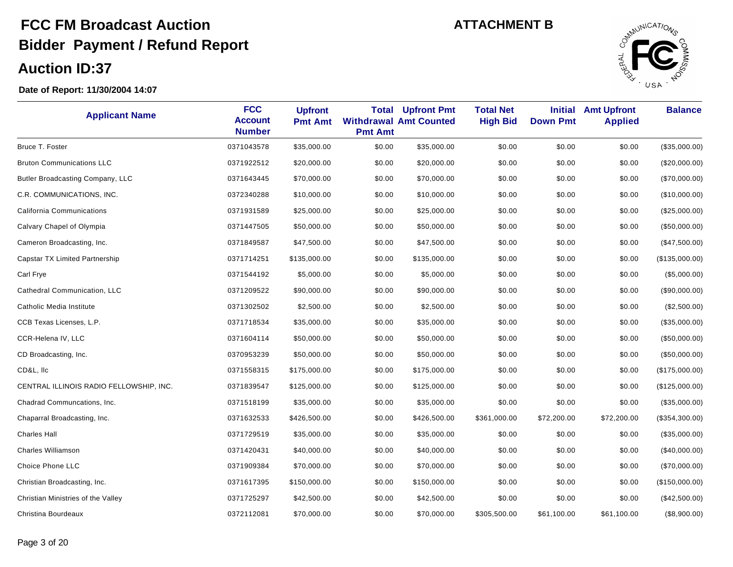# FCC FM Broadcast Auction

## Bidder Payment / Refund Report

## Auction ID:37

**ATTACHMENT B**

**Date of Report: 11/30/2004 14:07**

| Applicant Name | FCC Account Number | Upfront Pmt Amt | Total Withdrawal Pmt Amt | Upfront Pmt Amt Counted | Total Net High Bid | Initial Down Pmt | Amt Upfront Applied | Balance |
|---|---|---|---|---|---|---|---|---|
| Bruce T. Foster | 0371043578 | $35,000.00 | $0.00 | $35,000.00 | $0.00 | $0.00 | $0.00 | ($35,000.00) |
| Bruton Communications LLC | 0371922512 | $20,000.00 | $0.00 | $20,000.00 | $0.00 | $0.00 | $0.00 | ($20,000.00) |
| Butler Broadcasting Company, LLC | 0371643445 | $70,000.00 | $0.00 | $70,000.00 | $0.00 | $0.00 | $0.00 | ($70,000.00) |
| C.R. COMMUNICATIONS, INC. | 0372340288 | $10,000.00 | $0.00 | $10,000.00 | $0.00 | $0.00 | $0.00 | ($10,000.00) |
| California Communications | 0371931589 | $25,000.00 | $0.00 | $25,000.00 | $0.00 | $0.00 | $0.00 | ($25,000.00) |
| Calvary Chapel of Olympia | 0371447505 | $50,000.00 | $0.00 | $50,000.00 | $0.00 | $0.00 | $0.00 | ($50,000.00) |
| Cameron Broadcasting, Inc. | 0371849587 | $47,500.00 | $0.00 | $47,500.00 | $0.00 | $0.00 | $0.00 | ($47,500.00) |
| Capstar TX Limited Partnership | 0371714251 | $135,000.00 | $0.00 | $135,000.00 | $0.00 | $0.00 | $0.00 | ($135,000.00) |
| Carl Frye | 0371544192 | $5,000.00 | $0.00 | $5,000.00 | $0.00 | $0.00 | $0.00 | ($5,000.00) |
| Cathedral Communication, LLC | 0371209522 | $90,000.00 | $0.00 | $90,000.00 | $0.00 | $0.00 | $0.00 | ($90,000.00) |
| Catholic Media Institute | 0371302502 | $2,500.00 | $0.00 | $2,500.00 | $0.00 | $0.00 | $0.00 | ($2,500.00) |
| CCB Texas Licenses, L.P. | 0371718534 | $35,000.00 | $0.00 | $35,000.00 | $0.00 | $0.00 | $0.00 | ($35,000.00) |
| CCR-Helena IV, LLC | 0371604114 | $50,000.00 | $0.00 | $50,000.00 | $0.00 | $0.00 | $0.00 | ($50,000.00) |
| CD Broadcasting, Inc. | 0370953239 | $50,000.00 | $0.00 | $50,000.00 | $0.00 | $0.00 | $0.00 | ($50,000.00) |
| CD&L, llc | 0371558315 | $175,000.00 | $0.00 | $175,000.00 | $0.00 | $0.00 | $0.00 | ($175,000.00) |
| CENTRAL ILLINOIS RADIO FELLOWSHIP, INC. | 0371839547 | $125,000.00 | $0.00 | $125,000.00 | $0.00 | $0.00 | $0.00 | ($125,000.00) |
| Chadrad Communcations, Inc. | 0371518199 | $35,000.00 | $0.00 | $35,000.00 | $0.00 | $0.00 | $0.00 | ($35,000.00) |
| Chaparral Broadcasting, Inc. | 0371632533 | $426,500.00 | $0.00 | $426,500.00 | $361,000.00 | $72,200.00 | $72,200.00 | ($354,300.00) |
| Charles Hall | 0371729519 | $35,000.00 | $0.00 | $35,000.00 | $0.00 | $0.00 | $0.00 | ($35,000.00) |
| Charles Williamson | 0371420431 | $40,000.00 | $0.00 | $40,000.00 | $0.00 | $0.00 | $0.00 | ($40,000.00) |
| Choice Phone LLC | 0371909384 | $70,000.00 | $0.00 | $70,000.00 | $0.00 | $0.00 | $0.00 | ($70,000.00) |
| Christian Broadcasting, Inc. | 0371617395 | $150,000.00 | $0.00 | $150,000.00 | $0.00 | $0.00 | $0.00 | ($150,000.00) |
| Christian Ministries of the Valley | 0371725297 | $42,500.00 | $0.00 | $42,500.00 | $0.00 | $0.00 | $0.00 | ($42,500.00) |
| Christina Bourdeaux | 0372112081 | $70,000.00 | $0.00 | $70,000.00 | $305,500.00 | $61,100.00 | $61,100.00 | ($8,900.00) |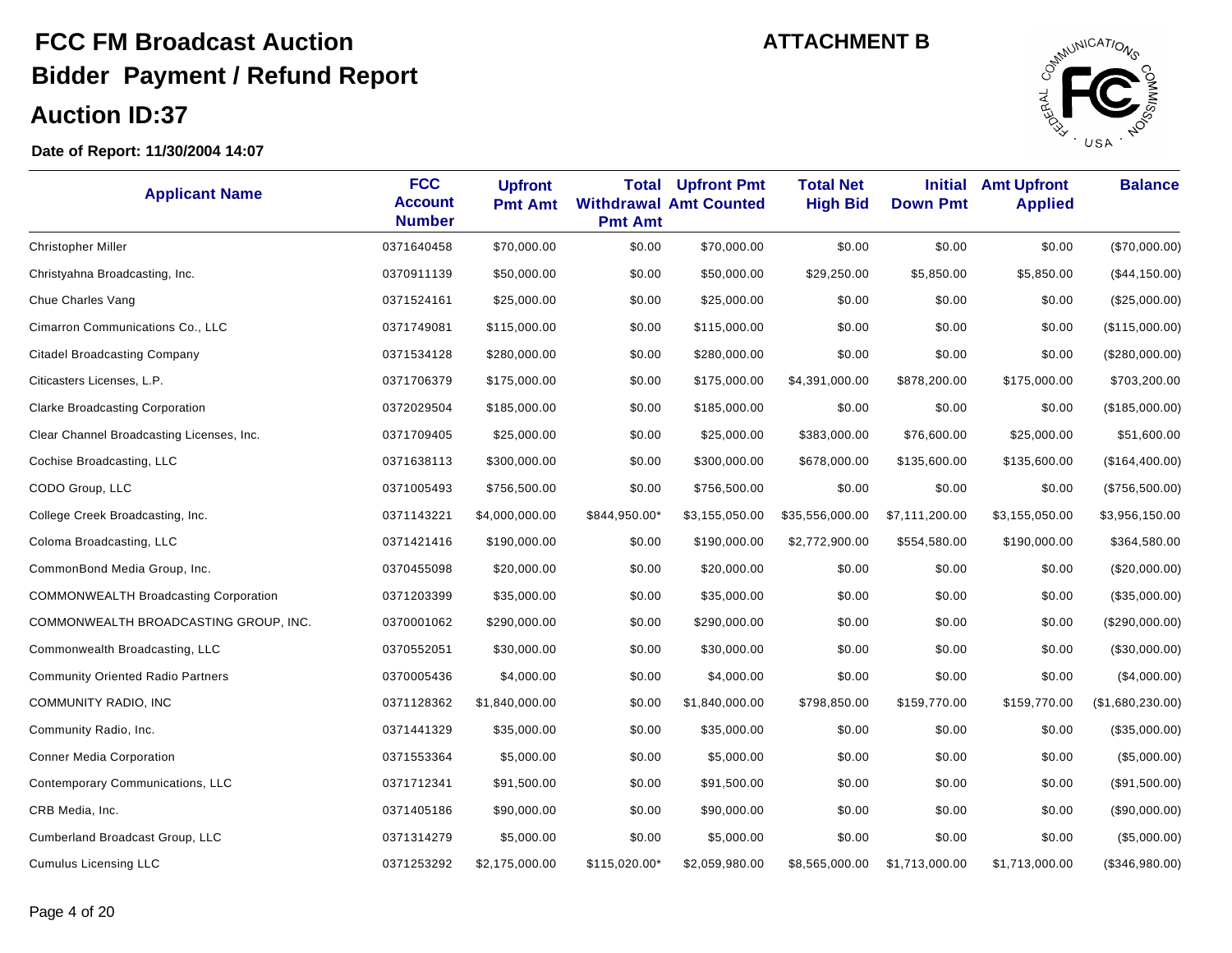# FCC FM Broadcast Auction

## Bidder Payment / Refund Report

## Auction ID:37

**ATTACHMENT B**

**Date of Report: 11/30/2004 14:07**

| Applicant Name | FCC Account Number | Upfront Pmt Amt | Total Withdrawal Pmt Amt | Upfront Pmt Amt Counted | Total Net High Bid | Initial Down Pmt | Amt Upfront Applied | Balance |
|---|---|---|---|---|---|---|---|---|
| Christopher Miller | 0371640458 | $70,000.00 | $0.00 | $70,000.00 | $0.00 | $0.00 | $0.00 | ($70,000.00) |
| Christyahna Broadcasting, Inc. | 0370911139 | $50,000.00 | $0.00 | $50,000.00 | $29,250.00 | $5,850.00 | $5,850.00 | ($44,150.00) |
| Chue Charles Vang | 0371524161 | $25,000.00 | $0.00 | $25,000.00 | $0.00 | $0.00 | $0.00 | ($25,000.00) |
| Cimarron Communications Co., LLC | 0371749081 | $115,000.00 | $0.00 | $115,000.00 | $0.00 | $0.00 | $0.00 | ($115,000.00) |
| Citadel Broadcasting Company | 0371534128 | $280,000.00 | $0.00 | $280,000.00 | $0.00 | $0.00 | $0.00 | ($280,000.00) |
| Citicasters Licenses, L.P. | 0371706379 | $175,000.00 | $0.00 | $175,000.00 | $4,391,000.00 | $878,200.00 | $175,000.00 | $703,200.00 |
| Clarke Broadcasting Corporation | 0372029504 | $185,000.00 | $0.00 | $185,000.00 | $0.00 | $0.00 | $0.00 | ($185,000.00) |
| Clear Channel Broadcasting Licenses, Inc. | 0371709405 | $25,000.00 | $0.00 | $25,000.00 | $383,000.00 | $76,600.00 | $25,000.00 | $51,600.00 |
| Cochise Broadcasting, LLC | 0371638113 | $300,000.00 | $0.00 | $300,000.00 | $678,000.00 | $135,600.00 | $135,600.00 | ($164,400.00) |
| CODO Group, LLC | 0371005493 | $756,500.00 | $0.00 | $756,500.00 | $0.00 | $0.00 | $0.00 | ($756,500.00) |
| College Creek Broadcasting, Inc. | 0371143221 | $4,000,000.00 | $844,950.00* | $3,155,050.00 | $35,556,000.00 | $7,111,200.00 | $3,155,050.00 | $3,956,150.00 |
| Coloma Broadcasting, LLC | 0371421416 | $190,000.00 | $0.00 | $190,000.00 | $2,772,900.00 | $554,580.00 | $190,000.00 | $364,580.00 |
| CommonBond Media Group, Inc. | 0370455098 | $20,000.00 | $0.00 | $20,000.00 | $0.00 | $0.00 | $0.00 | ($20,000.00) |
| COMMONWEALTH Broadcasting Corporation | 0371203399 | $35,000.00 | $0.00 | $35,000.00 | $0.00 | $0.00 | $0.00 | ($35,000.00) |
| COMMONWEALTH BROADCASTING GROUP, INC. | 0370001062 | $290,000.00 | $0.00 | $290,000.00 | $0.00 | $0.00 | $0.00 | ($290,000.00) |
| Commonwealth Broadcasting, LLC | 0370552051 | $30,000.00 | $0.00 | $30,000.00 | $0.00 | $0.00 | $0.00 | ($30,000.00) |
| Community Oriented Radio Partners | 0370005436 | $4,000.00 | $0.00 | $4,000.00 | $0.00 | $0.00 | $0.00 | ($4,000.00) |
| COMMUNITY RADIO, INC | 0371128362 | $1,840,000.00 | $0.00 | $1,840,000.00 | $798,850.00 | $159,770.00 | $159,770.00 | ($1,680,230.00) |
| Community Radio, Inc. | 0371441329 | $35,000.00 | $0.00 | $35,000.00 | $0.00 | $0.00 | $0.00 | ($35,000.00) |
| Conner Media Corporation | 0371553364 | $5,000.00 | $0.00 | $5,000.00 | $0.00 | $0.00 | $0.00 | ($5,000.00) |
| Contemporary Communications, LLC | 0371712341 | $91,500.00 | $0.00 | $91,500.00 | $0.00 | $0.00 | $0.00 | ($91,500.00) |
| CRB Media, Inc. | 0371405186 | $90,000.00 | $0.00 | $90,000.00 | $0.00 | $0.00 | $0.00 | ($90,000.00) |
| Cumberland Broadcast Group, LLC | 0371314279 | $5,000.00 | $0.00 | $5,000.00 | $0.00 | $0.00 | $0.00 | ($5,000.00) |
| Cumulus Licensing LLC | 0371253292 | $2,175,000.00 | $115,020.00* | $2,059,980.00 | $8,565,000.00 | $1,713,000.00 | $1,713,000.00 | ($346,980.00) |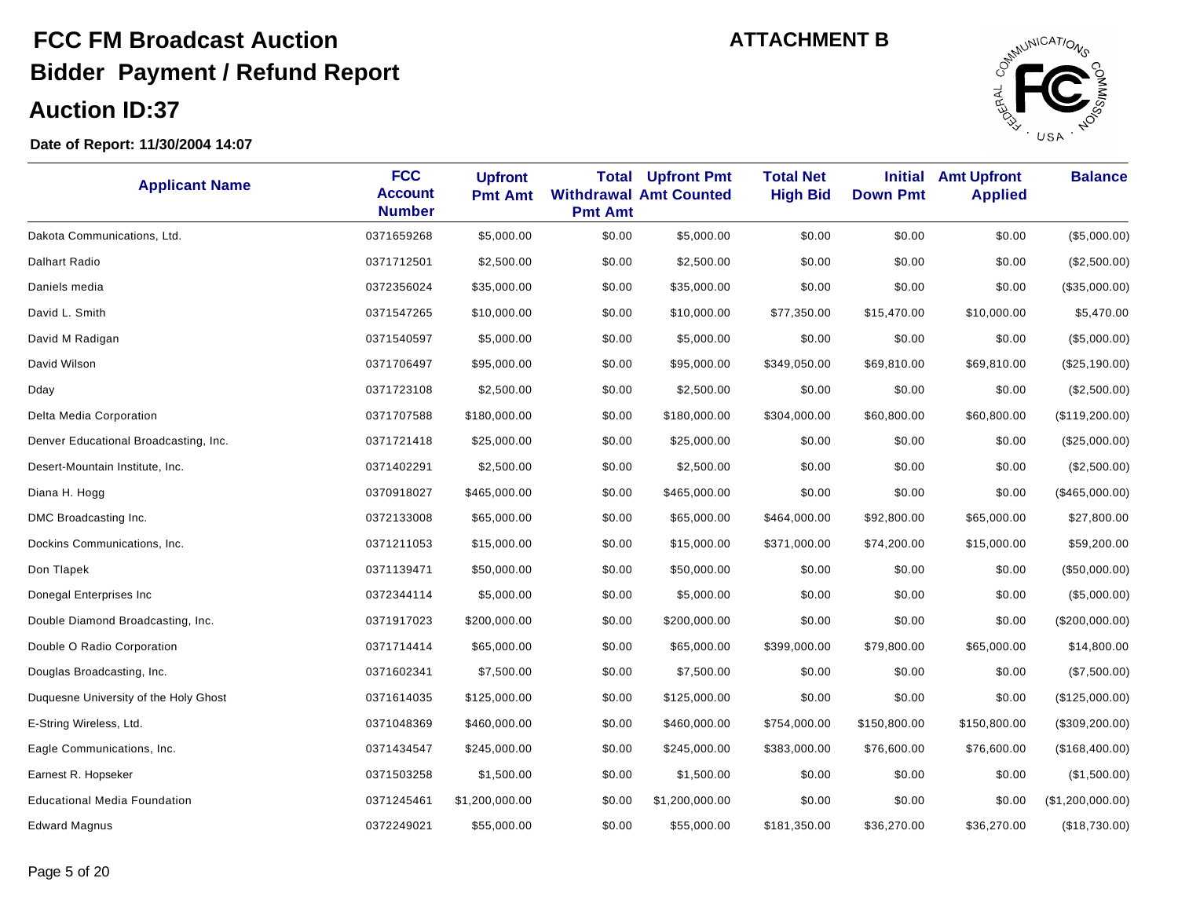# FCC FM Broadcast Auction

## Bidder Payment / Refund Report

## Auction ID:37

ATTACHMENT B

**Date of Report: 11/30/2004 14:07**

| Applicant Name | FCC Account Number | Upfront Pmt Amt | Total Withdrawal Pmt Amt | Upfront Pmt Amt Counted | Total Net High Bid | Initial Down Pmt | Amt Upfront Applied | Balance |
|---|---|---|---|---|---|---|---|---|
| Dakota Communications, Ltd. | 0371659268 | $5,000.00 | $0.00 | $5,000.00 | $0.00 | $0.00 | $0.00 | ($5,000.00) |
| Dalhart Radio | 0371712501 | $2,500.00 | $0.00 | $2,500.00 | $0.00 | $0.00 | $0.00 | ($2,500.00) |
| Daniels media | 0372356024 | $35,000.00 | $0.00 | $35,000.00 | $0.00 | $0.00 | $0.00 | ($35,000.00) |
| David L. Smith | 0371547265 | $10,000.00 | $0.00 | $10,000.00 | $77,350.00 | $15,470.00 | $10,000.00 | $5,470.00 |
| David M Radigan | 0371540597 | $5,000.00 | $0.00 | $5,000.00 | $0.00 | $0.00 | $0.00 | ($5,000.00) |
| David Wilson | 0371706497 | $95,000.00 | $0.00 | $95,000.00 | $349,050.00 | $69,810.00 | $69,810.00 | ($25,190.00) |
| Dday | 0371723108 | $2,500.00 | $0.00 | $2,500.00 | $0.00 | $0.00 | $0.00 | ($2,500.00) |
| Delta Media Corporation | 0371707588 | $180,000.00 | $0.00 | $180,000.00 | $304,000.00 | $60,800.00 | $60,800.00 | ($119,200.00) |
| Denver Educational Broadcasting, Inc. | 0371721418 | $25,000.00 | $0.00 | $25,000.00 | $0.00 | $0.00 | $0.00 | ($25,000.00) |
| Desert-Mountain Institute, Inc. | 0371402291 | $2,500.00 | $0.00 | $2,500.00 | $0.00 | $0.00 | $0.00 | ($2,500.00) |
| Diana H. Hogg | 0370918027 | $465,000.00 | $0.00 | $465,000.00 | $0.00 | $0.00 | $0.00 | ($465,000.00) |
| DMC Broadcasting Inc. | 0372133008 | $65,000.00 | $0.00 | $65,000.00 | $464,000.00 | $92,800.00 | $65,000.00 | $27,800.00 |
| Dockins Communications, Inc. | 0371211053 | $15,000.00 | $0.00 | $15,000.00 | $371,000.00 | $74,200.00 | $15,000.00 | $59,200.00 |
| Don Tlapek | 0371139471 | $50,000.00 | $0.00 | $50,000.00 | $0.00 | $0.00 | $0.00 | ($50,000.00) |
| Donegal Enterprises Inc | 0372344114 | $5,000.00 | $0.00 | $5,000.00 | $0.00 | $0.00 | $0.00 | ($5,000.00) |
| Double Diamond Broadcasting, Inc. | 0371917023 | $200,000.00 | $0.00 | $200,000.00 | $0.00 | $0.00 | $0.00 | ($200,000.00) |
| Double O Radio Corporation | 0371714414 | $65,000.00 | $0.00 | $65,000.00 | $399,000.00 | $79,800.00 | $65,000.00 | $14,800.00 |
| Douglas Broadcasting, Inc. | 0371602341 | $7,500.00 | $0.00 | $7,500.00 | $0.00 | $0.00 | $0.00 | ($7,500.00) |
| Duquesne University of the Holy Ghost | 0371614035 | $125,000.00 | $0.00 | $125,000.00 | $0.00 | $0.00 | $0.00 | ($125,000.00) |
| E-String Wireless, Ltd. | 0371048369 | $460,000.00 | $0.00 | $460,000.00 | $754,000.00 | $150,800.00 | $150,800.00 | ($309,200.00) |
| Eagle Communications, Inc. | 0371434547 | $245,000.00 | $0.00 | $245,000.00 | $383,000.00 | $76,600.00 | $76,600.00 | ($168,400.00) |
| Earnest R. Hopseker | 0371503258 | $1,500.00 | $0.00 | $1,500.00 | $0.00 | $0.00 | $0.00 | ($1,500.00) |
| Educational Media Foundation | 0371245461 | $1,200,000.00 | $0.00 | $1,200,000.00 | $0.00 | $0.00 | $0.00 | ($1,200,000.00) |
| Edward Magnus | 0372249021 | $55,000.00 | $0.00 | $55,000.00 | $181,350.00 | $36,270.00 | $36,270.00 | ($18,730.00) |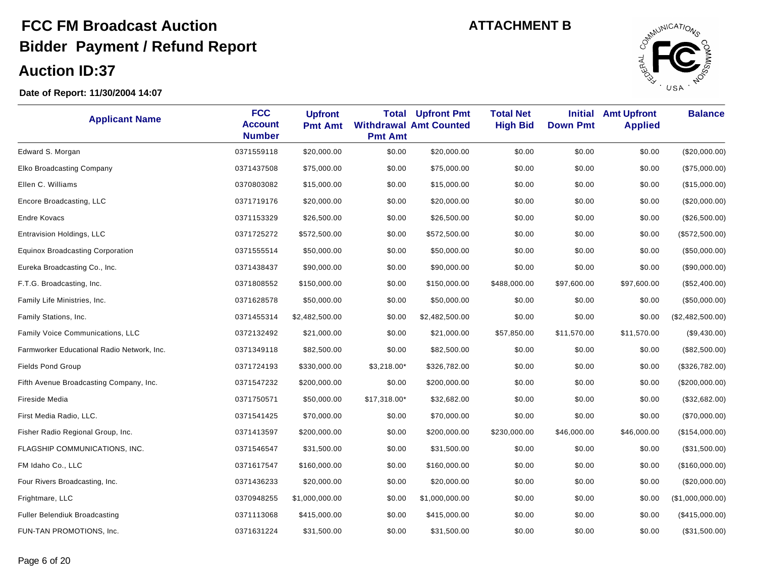# FCC FM Broadcast Auction

## Bidder Payment / Refund Report

## Auction ID:37

**ATTACHMENT B**

**Date of Report: 11/30/2004 14:07**

| Applicant Name | FCC Account Number | Upfront Pmt Amt | Total Withdrawal Pmt Amt | Upfront Pmt Amt Counted | Total Net High Bid | Initial Down Pmt | Amt Upfront Applied | Balance |
|---|---|---|---|---|---|---|---|---|
| Edward S. Morgan | 0371559118 | $20,000.00 | $0.00 | $20,000.00 | $0.00 | $0.00 | $0.00 | ($20,000.00) |
| Elko Broadcasting Company | 0371437508 | $75,000.00 | $0.00 | $75,000.00 | $0.00 | $0.00 | $0.00 | ($75,000.00) |
| Ellen C. Williams | 0370803082 | $15,000.00 | $0.00 | $15,000.00 | $0.00 | $0.00 | $0.00 | ($15,000.00) |
| Encore Broadcasting, LLC | 0371719176 | $20,000.00 | $0.00 | $20,000.00 | $0.00 | $0.00 | $0.00 | ($20,000.00) |
| Endre Kovacs | 0371153329 | $26,500.00 | $0.00 | $26,500.00 | $0.00 | $0.00 | $0.00 | ($26,500.00) |
| Entravision Holdings, LLC | 0371725272 | $572,500.00 | $0.00 | $572,500.00 | $0.00 | $0.00 | $0.00 | ($572,500.00) |
| Equinox Broadcasting Corporation | 0371555514 | $50,000.00 | $0.00 | $50,000.00 | $0.00 | $0.00 | $0.00 | ($50,000.00) |
| Eureka Broadcasting Co., Inc. | 0371438437 | $90,000.00 | $0.00 | $90,000.00 | $0.00 | $0.00 | $0.00 | ($90,000.00) |
| F.T.G. Broadcasting, Inc. | 0371808552 | $150,000.00 | $0.00 | $150,000.00 | $488,000.00 | $97,600.00 | $97,600.00 | ($52,400.00) |
| Family Life Ministries, Inc. | 0371628578 | $50,000.00 | $0.00 | $50,000.00 | $0.00 | $0.00 | $0.00 | ($50,000.00) |
| Family Stations, Inc. | 0371455314 | $2,482,500.00 | $0.00 | $2,482,500.00 | $0.00 | $0.00 | $0.00 | ($2,482,500.00) |
| Family Voice Communications, LLC | 0372132492 | $21,000.00 | $0.00 | $21,000.00 | $57,850.00 | $11,570.00 | $11,570.00 | ($9,430.00) |
| Farmworker Educational Radio Network, Inc. | 0371349118 | $82,500.00 | $0.00 | $82,500.00 | $0.00 | $0.00 | $0.00 | ($82,500.00) |
| Fields Pond Group | 0371724193 | $330,000.00 | $3,218.00* | $326,782.00 | $0.00 | $0.00 | $0.00 | ($326,782.00) |
| Fifth Avenue Broadcasting Company, Inc. | 0371547232 | $200,000.00 | $0.00 | $200,000.00 | $0.00 | $0.00 | $0.00 | ($200,000.00) |
| Fireside Media | 0371750571 | $50,000.00 | $17,318.00* | $32,682.00 | $0.00 | $0.00 | $0.00 | ($32,682.00) |
| First Media Radio, LLC. | 0371541425 | $70,000.00 | $0.00 | $70,000.00 | $0.00 | $0.00 | $0.00 | ($70,000.00) |
| Fisher Radio Regional Group, Inc. | 0371413597 | $200,000.00 | $0.00 | $200,000.00 | $230,000.00 | $46,000.00 | $46,000.00 | ($154,000.00) |
| FLAGSHIP COMMUNICATIONS, INC. | 0371546547 | $31,500.00 | $0.00 | $31,500.00 | $0.00 | $0.00 | $0.00 | ($31,500.00) |
| FM Idaho Co., LLC | 0371617547 | $160,000.00 | $0.00 | $160,000.00 | $0.00 | $0.00 | $0.00 | ($160,000.00) |
| Four Rivers Broadcasting, Inc. | 0371436233 | $20,000.00 | $0.00 | $20,000.00 | $0.00 | $0.00 | $0.00 | ($20,000.00) |
| Frightmare, LLC | 0370948255 | $1,000,000.00 | $0.00 | $1,000,000.00 | $0.00 | $0.00 | $0.00 | ($1,000,000.00) |
| Fuller Belendiuk Broadcasting | 0371113068 | $415,000.00 | $0.00 | $415,000.00 | $0.00 | $0.00 | $0.00 | ($415,000.00) |
| FUN-TAN PROMOTIONS, Inc. | 0371631224 | $31,500.00 | $0.00 | $31,500.00 | $0.00 | $0.00 | $0.00 | ($31,500.00) |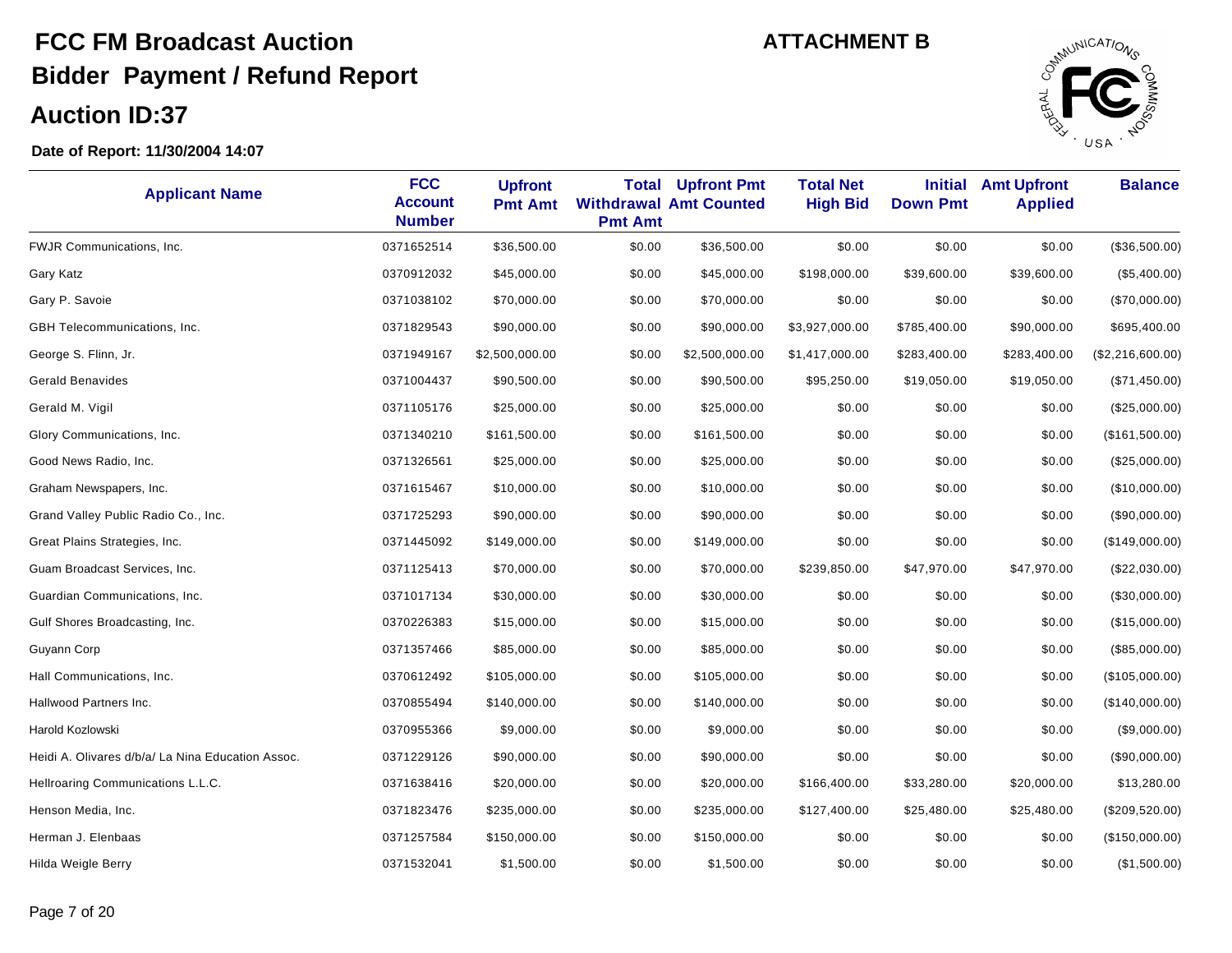# FCC FM Broadcast Auction

## Bidder Payment / Refund Report

## Auction ID:37

**ATTACHMENT B**

**Date of Report: 11/30/2004 14:07**

| Applicant Name | FCC Account Number | Upfront Pmt Amt | Total Withdrawal Pmt Amt | Upfront Pmt Amt Counted | Total Net High Bid | Initial Down Pmt | Amt Upfront Applied | Balance |
|---|---|---|---|---|---|---|---|---|
| FWJR Communications, Inc. | 0371652514 | $36,500.00 | $0.00 | $36,500.00 | $0.00 | $0.00 | $0.00 | ($36,500.00) |
| Gary Katz | 0370912032 | $45,000.00 | $0.00 | $45,000.00 | $198,000.00 | $39,600.00 | $39,600.00 | ($5,400.00) |
| Gary P. Savoie | 0371038102 | $70,000.00 | $0.00 | $70,000.00 | $0.00 | $0.00 | $0.00 | ($70,000.00) |
| GBH Telecommunications, Inc. | 0371829543 | $90,000.00 | $0.00 | $90,000.00 | $3,927,000.00 | $785,400.00 | $90,000.00 | $695,400.00 |
| George S. Flinn, Jr. | 0371949167 | $2,500,000.00 | $0.00 | $2,500,000.00 | $1,417,000.00 | $283,400.00 | $283,400.00 | ($2,216,600.00) |
| Gerald Benavides | 0371004437 | $90,500.00 | $0.00 | $90,500.00 | $95,250.00 | $19,050.00 | $19,050.00 | ($71,450.00) |
| Gerald M. Vigil | 0371105176 | $25,000.00 | $0.00 | $25,000.00 | $0.00 | $0.00 | $0.00 | ($25,000.00) |
| Glory Communications, Inc. | 0371340210 | $161,500.00 | $0.00 | $161,500.00 | $0.00 | $0.00 | $0.00 | ($161,500.00) |
| Good News Radio, Inc. | 0371326561 | $25,000.00 | $0.00 | $25,000.00 | $0.00 | $0.00 | $0.00 | ($25,000.00) |
| Graham Newspapers, Inc. | 0371615467 | $10,000.00 | $0.00 | $10,000.00 | $0.00 | $0.00 | $0.00 | ($10,000.00) |
| Grand Valley Public Radio Co., Inc. | 0371725293 | $90,000.00 | $0.00 | $90,000.00 | $0.00 | $0.00 | $0.00 | ($90,000.00) |
| Great Plains Strategies, Inc. | 0371445092 | $149,000.00 | $0.00 | $149,000.00 | $0.00 | $0.00 | $0.00 | ($149,000.00) |
| Guam Broadcast Services, Inc. | 0371125413 | $70,000.00 | $0.00 | $70,000.00 | $239,850.00 | $47,970.00 | $47,970.00 | ($22,030.00) |
| Guardian Communications, Inc. | 0371017134 | $30,000.00 | $0.00 | $30,000.00 | $0.00 | $0.00 | $0.00 | ($30,000.00) |
| Gulf Shores Broadcasting, Inc. | 0370226383 | $15,000.00 | $0.00 | $15,000.00 | $0.00 | $0.00 | $0.00 | ($15,000.00) |
| Guyann Corp | 0371357466 | $85,000.00 | $0.00 | $85,000.00 | $0.00 | $0.00 | $0.00 | ($85,000.00) |
| Hall Communications, Inc. | 0370612492 | $105,000.00 | $0.00 | $105,000.00 | $0.00 | $0.00 | $0.00 | ($105,000.00) |
| Hallwood Partners Inc. | 0370855494 | $140,000.00 | $0.00 | $140,000.00 | $0.00 | $0.00 | $0.00 | ($140,000.00) |
| Harold Kozlowski | 0370955366 | $9,000.00 | $0.00 | $9,000.00 | $0.00 | $0.00 | $0.00 | ($9,000.00) |
| Heidi A. Olivares d/b/a/ La Nina Education Assoc. | 0371229126 | $90,000.00 | $0.00 | $90,000.00 | $0.00 | $0.00 | $0.00 | ($90,000.00) |
| Hellroaring Communications L.L.C. | 0371638416 | $20,000.00 | $0.00 | $20,000.00 | $166,400.00 | $33,280.00 | $20,000.00 | $13,280.00 |
| Henson Media, Inc. | 0371823476 | $235,000.00 | $0.00 | $235,000.00 | $127,400.00 | $25,480.00 | $25,480.00 | ($209,520.00) |
| Herman J. Elenbaas | 0371257584 | $150,000.00 | $0.00 | $150,000.00 | $0.00 | $0.00 | $0.00 | ($150,000.00) |
| Hilda Weigle Berry | 0371532041 | $1,500.00 | $0.00 | $1,500.00 | $0.00 | $0.00 | $0.00 | ($1,500.00) |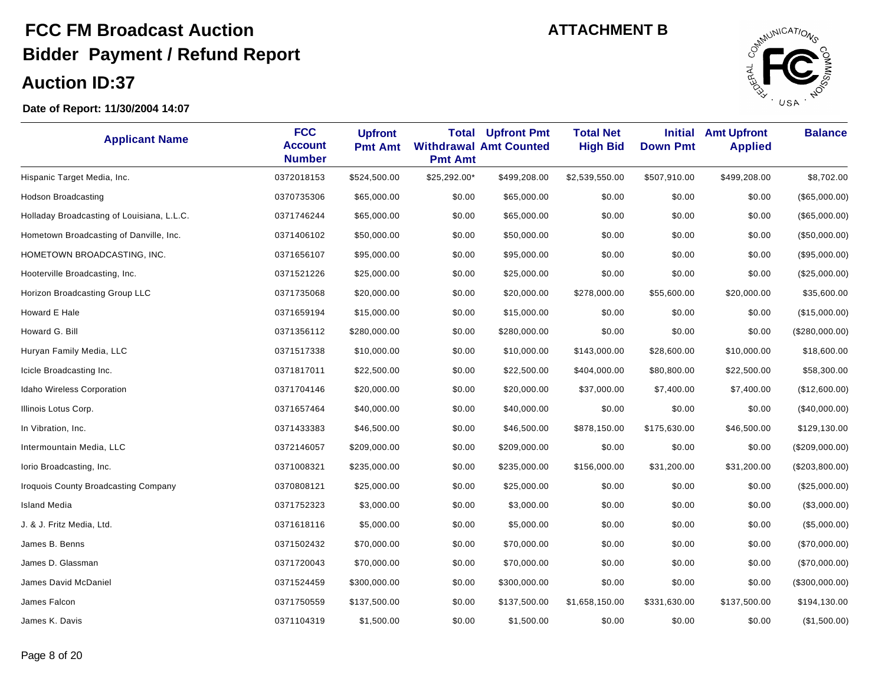# FCC FM Broadcast Auction

## Bidder Payment / Refund Report

## Auction ID:37

**ATTACHMENT B**

**Date of Report: 11/30/2004 14:07**

| Applicant Name | FCC Account Number | Upfront Pmt Amt | Total Withdrawal Pmt Amt | Upfront Pmt Amt Counted | Total Net High Bid | Initial Down Pmt | Amt Upfront Applied | Balance |
|---|---|---|---|---|---|---|---|---|
| Hispanic Target Media, Inc. | 0372018153 | $524,500.00 | $25,292.00* | $499,208.00 | $2,539,550.00 | $507,910.00 | $499,208.00 | $8,702.00 |
| Hodson Broadcasting | 0370735306 | $65,000.00 | $0.00 | $65,000.00 | $0.00 | $0.00 | $0.00 | ($65,000.00) |
| Holladay Broadcasting of Louisiana, L.L.C. | 0371746244 | $65,000.00 | $0.00 | $65,000.00 | $0.00 | $0.00 | $0.00 | ($65,000.00) |
| Hometown Broadcasting of Danville, Inc. | 0371406102 | $50,000.00 | $0.00 | $50,000.00 | $0.00 | $0.00 | $0.00 | ($50,000.00) |
| HOMETOWN BROADCASTING, INC. | 0371656107 | $95,000.00 | $0.00 | $95,000.00 | $0.00 | $0.00 | $0.00 | ($95,000.00) |
| Hooterville Broadcasting, Inc. | 0371521226 | $25,000.00 | $0.00 | $25,000.00 | $0.00 | $0.00 | $0.00 | ($25,000.00) |
| Horizon Broadcasting Group LLC | 0371735068 | $20,000.00 | $0.00 | $20,000.00 | $278,000.00 | $55,600.00 | $20,000.00 | $35,600.00 |
| Howard E Hale | 0371659194 | $15,000.00 | $0.00 | $15,000.00 | $0.00 | $0.00 | $0.00 | ($15,000.00) |
| Howard G. Bill | 0371356112 | $280,000.00 | $0.00 | $280,000.00 | $0.00 | $0.00 | $0.00 | ($280,000.00) |
| Huryan Family Media, LLC | 0371517338 | $10,000.00 | $0.00 | $10,000.00 | $143,000.00 | $28,600.00 | $10,000.00 | $18,600.00 |
| Icicle Broadcasting Inc. | 0371817011 | $22,500.00 | $0.00 | $22,500.00 | $404,000.00 | $80,800.00 | $22,500.00 | $58,300.00 |
| Idaho Wireless Corporation | 0371704146 | $20,000.00 | $0.00 | $20,000.00 | $37,000.00 | $7,400.00 | $7,400.00 | ($12,600.00) |
| Illinois Lotus Corp. | 0371657464 | $40,000.00 | $0.00 | $40,000.00 | $0.00 | $0.00 | $0.00 | ($40,000.00) |
| In Vibration, Inc. | 0371433383 | $46,500.00 | $0.00 | $46,500.00 | $878,150.00 | $175,630.00 | $46,500.00 | $129,130.00 |
| Intermountain Media, LLC | 0372146057 | $209,000.00 | $0.00 | $209,000.00 | $0.00 | $0.00 | $0.00 | ($209,000.00) |
| Iorio Broadcasting, Inc. | 0371008321 | $235,000.00 | $0.00 | $235,000.00 | $156,000.00 | $31,200.00 | $31,200.00 | ($203,800.00) |
| Iroquois County Broadcasting Company | 0370808121 | $25,000.00 | $0.00 | $25,000.00 | $0.00 | $0.00 | $0.00 | ($25,000.00) |
| Island Media | 0371752323 | $3,000.00 | $0.00 | $3,000.00 | $0.00 | $0.00 | $0.00 | ($3,000.00) |
| J. & J. Fritz Media, Ltd. | 0371618116 | $5,000.00 | $0.00 | $5,000.00 | $0.00 | $0.00 | $0.00 | ($5,000.00) |
| James B. Benns | 0371502432 | $70,000.00 | $0.00 | $70,000.00 | $0.00 | $0.00 | $0.00 | ($70,000.00) |
| James D. Glassman | 0371720043 | $70,000.00 | $0.00 | $70,000.00 | $0.00 | $0.00 | $0.00 | ($70,000.00) |
| James David McDaniel | 0371524459 | $300,000.00 | $0.00 | $300,000.00 | $0.00 | $0.00 | $0.00 | ($300,000.00) |
| James Falcon | 0371750559 | $137,500.00 | $0.00 | $137,500.00 | $1,658,150.00 | $331,630.00 | $137,500.00 | $194,130.00 |
| James K. Davis | 0371104319 | $1,500.00 | $0.00 | $1,500.00 | $0.00 | $0.00 | $0.00 | ($1,500.00) |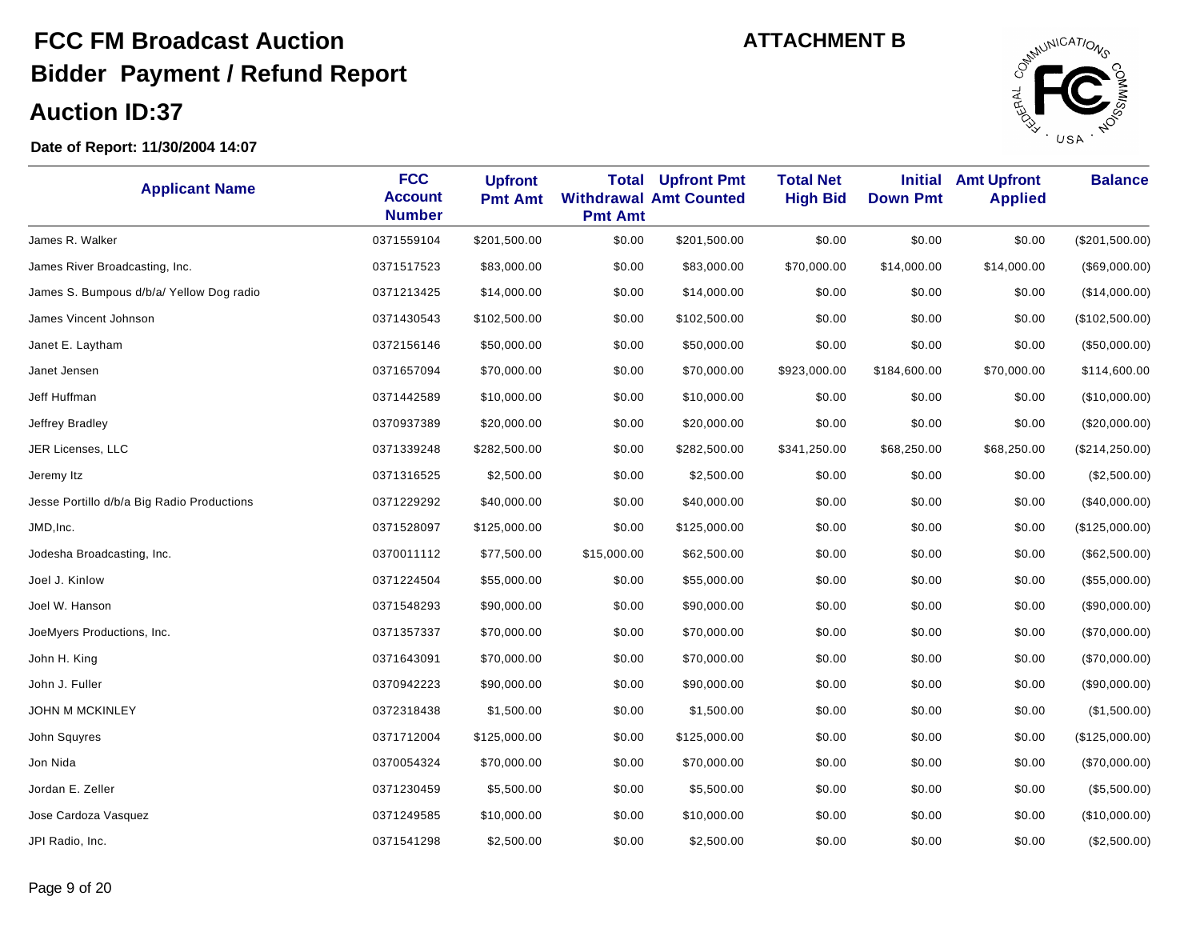# FCC FM Broadcast Auction

## Bidder Payment / Refund Report

## Auction ID:37

**ATTACHMENT B**

**Date of Report: 11/30/2004 14:07**

| Applicant Name | FCC Account Number | Upfront Pmt Amt | Total Withdrawal Pmt Amt | Upfront Pmt Amt Counted | Total Net High Bid | Initial Down Pmt | Amt Upfront Applied | Balance |
|---|---|---|---|---|---|---|---|---|
| James R. Walker | 0371559104 | $201,500.00 | $0.00 | $201,500.00 | $0.00 | $0.00 | $0.00 | ($201,500.00) |
| James River Broadcasting, Inc. | 0371517523 | $83,000.00 | $0.00 | $83,000.00 | $70,000.00 | $14,000.00 | $14,000.00 | ($69,000.00) |
| James S. Bumpous d/b/a/ Yellow Dog radio | 0371213425 | $14,000.00 | $0.00 | $14,000.00 | $0.00 | $0.00 | $0.00 | ($14,000.00) |
| James Vincent Johnson | 0371430543 | $102,500.00 | $0.00 | $102,500.00 | $0.00 | $0.00 | $0.00 | ($102,500.00) |
| Janet E. Laytham | 0372156146 | $50,000.00 | $0.00 | $50,000.00 | $0.00 | $0.00 | $0.00 | ($50,000.00) |
| Janet Jensen | 0371657094 | $70,000.00 | $0.00 | $70,000.00 | $923,000.00 | $184,600.00 | $70,000.00 | $114,600.00 |
| Jeff Huffman | 0371442589 | $10,000.00 | $0.00 | $10,000.00 | $0.00 | $0.00 | $0.00 | ($10,000.00) |
| Jeffrey Bradley | 0370937389 | $20,000.00 | $0.00 | $20,000.00 | $0.00 | $0.00 | $0.00 | ($20,000.00) |
| JER Licenses, LLC | 0371339248 | $282,500.00 | $0.00 | $282,500.00 | $341,250.00 | $68,250.00 | $68,250.00 | ($214,250.00) |
| Jeremy Itz | 0371316525 | $2,500.00 | $0.00 | $2,500.00 | $0.00 | $0.00 | $0.00 | ($2,500.00) |
| Jesse Portillo d/b/a Big Radio Productions | 0371229292 | $40,000.00 | $0.00 | $40,000.00 | $0.00 | $0.00 | $0.00 | ($40,000.00) |
| JMD,Inc. | 0371528097 | $125,000.00 | $0.00 | $125,000.00 | $0.00 | $0.00 | $0.00 | ($125,000.00) |
| Jodesha Broadcasting, Inc. | 0370011112 | $77,500.00 | $15,000.00 | $62,500.00 | $0.00 | $0.00 | $0.00 | ($62,500.00) |
| Joel J. Kinlow | 0371224504 | $55,000.00 | $0.00 | $55,000.00 | $0.00 | $0.00 | $0.00 | ($55,000.00) |
| Joel W. Hanson | 0371548293 | $90,000.00 | $0.00 | $90,000.00 | $0.00 | $0.00 | $0.00 | ($90,000.00) |
| JoeMyers Productions, Inc. | 0371357337 | $70,000.00 | $0.00 | $70,000.00 | $0.00 | $0.00 | $0.00 | ($70,000.00) |
| John H. King | 0371643091 | $70,000.00 | $0.00 | $70,000.00 | $0.00 | $0.00 | $0.00 | ($70,000.00) |
| John J. Fuller | 0370942223 | $90,000.00 | $0.00 | $90,000.00 | $0.00 | $0.00 | $0.00 | ($90,000.00) |
| JOHN M MCKINLEY | 0372318438 | $1,500.00 | $0.00 | $1,500.00 | $0.00 | $0.00 | $0.00 | ($1,500.00) |
| John Squyres | 0371712004 | $125,000.00 | $0.00 | $125,000.00 | $0.00 | $0.00 | $0.00 | ($125,000.00) |
| Jon Nida | 0370054324 | $70,000.00 | $0.00 | $70,000.00 | $0.00 | $0.00 | $0.00 | ($70,000.00) |
| Jordan E. Zeller | 0371230459 | $5,500.00 | $0.00 | $5,500.00 | $0.00 | $0.00 | $0.00 | ($5,500.00) |
| Jose Cardoza Vasquez | 0371249585 | $10,000.00 | $0.00 | $10,000.00 | $0.00 | $0.00 | $0.00 | ($10,000.00) |
| JPI Radio, Inc. | 0371541298 | $2,500.00 | $0.00 | $2,500.00 | $0.00 | $0.00 | $0.00 | ($2,500.00) |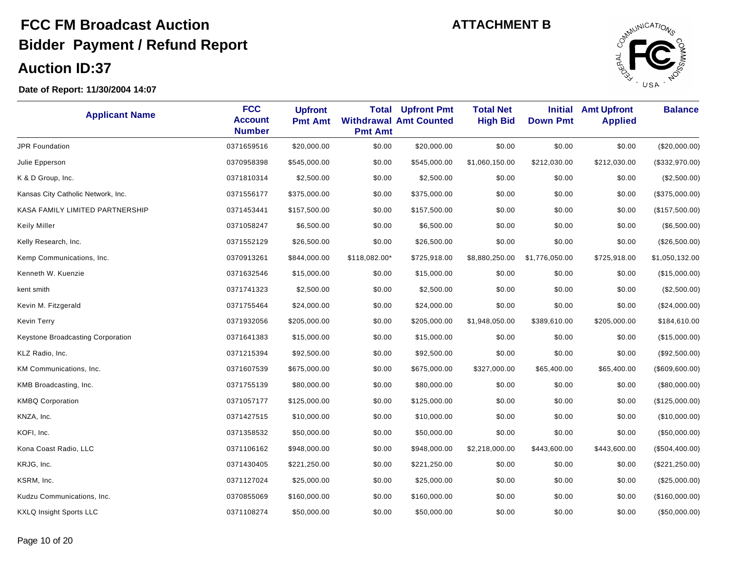# FCC FM Broadcast Auction

## Bidder Payment / Refund Report

## Auction ID:37

ATTACHMENT B

**Date of Report: 11/30/2004 14:07**

| Applicant Name | FCC Account Number | Upfront Pmt Amt | Total Withdrawal Pmt Amt | Upfront Pmt Amt Counted | Total Net High Bid | Initial Down Pmt | Amt Upfront Applied | Balance |
|---|---|---|---|---|---|---|---|---|
| JPR Foundation | 0371659516 | $20,000.00 | $0.00 | $20,000.00 | $0.00 | $0.00 | $0.00 | ($20,000.00) |
| Julie Epperson | 0370958398 | $545,000.00 | $0.00 | $545,000.00 | $1,060,150.00 | $212,030.00 | $212,030.00 | ($332,970.00) |
| K & D Group, Inc. | 0371810314 | $2,500.00 | $0.00 | $2,500.00 | $0.00 | $0.00 | $0.00 | ($2,500.00) |
| Kansas City Catholic Network, Inc. | 0371556177 | $375,000.00 | $0.00 | $375,000.00 | $0.00 | $0.00 | $0.00 | ($375,000.00) |
| KASA FAMILY LIMITED PARTNERSHIP | 0371453441 | $157,500.00 | $0.00 | $157,500.00 | $0.00 | $0.00 | $0.00 | ($157,500.00) |
| Keily Miller | 0371058247 | $6,500.00 | $0.00 | $6,500.00 | $0.00 | $0.00 | $0.00 | ($6,500.00) |
| Kelly Research, Inc. | 0371552129 | $26,500.00 | $0.00 | $26,500.00 | $0.00 | $0.00 | $0.00 | ($26,500.00) |
| Kemp Communications, Inc. | 0370913261 | $844,000.00 | $118,082.00* | $725,918.00 | $8,880,250.00 | $1,776,050.00 | $725,918.00 | $1,050,132.00 |
| Kenneth W. Kuenzie | 0371632546 | $15,000.00 | $0.00 | $15,000.00 | $0.00 | $0.00 | $0.00 | ($15,000.00) |
| kent smith | 0371741323 | $2,500.00 | $0.00 | $2,500.00 | $0.00 | $0.00 | $0.00 | ($2,500.00) |
| Kevin M. Fitzgerald | 0371755464 | $24,000.00 | $0.00 | $24,000.00 | $0.00 | $0.00 | $0.00 | ($24,000.00) |
| Kevin Terry | 0371932056 | $205,000.00 | $0.00 | $205,000.00 | $1,948,050.00 | $389,610.00 | $205,000.00 | $184,610.00 |
| Keystone Broadcasting Corporation | 0371641383 | $15,000.00 | $0.00 | $15,000.00 | $0.00 | $0.00 | $0.00 | ($15,000.00) |
| KLZ Radio, Inc. | 0371215394 | $92,500.00 | $0.00 | $92,500.00 | $0.00 | $0.00 | $0.00 | ($92,500.00) |
| KM Communications, Inc. | 0371607539 | $675,000.00 | $0.00 | $675,000.00 | $327,000.00 | $65,400.00 | $65,400.00 | ($609,600.00) |
| KMB Broadcasting, Inc. | 0371755139 | $80,000.00 | $0.00 | $80,000.00 | $0.00 | $0.00 | $0.00 | ($80,000.00) |
| KMBQ Corporation | 0371057177 | $125,000.00 | $0.00 | $125,000.00 | $0.00 | $0.00 | $0.00 | ($125,000.00) |
| KNZA, Inc. | 0371427515 | $10,000.00 | $0.00 | $10,000.00 | $0.00 | $0.00 | $0.00 | ($10,000.00) |
| KOFI, Inc. | 0371358532 | $50,000.00 | $0.00 | $50,000.00 | $0.00 | $0.00 | $0.00 | ($50,000.00) |
| Kona Coast Radio, LLC | 0371106162 | $948,000.00 | $0.00 | $948,000.00 | $2,218,000.00 | $443,600.00 | $443,600.00 | ($504,400.00) |
| KRJG, Inc. | 0371430405 | $221,250.00 | $0.00 | $221,250.00 | $0.00 | $0.00 | $0.00 | ($221,250.00) |
| KSRM, Inc. | 0371127024 | $25,000.00 | $0.00 | $25,000.00 | $0.00 | $0.00 | $0.00 | ($25,000.00) |
| Kudzu Communications, Inc. | 0370855069 | $160,000.00 | $0.00 | $160,000.00 | $0.00 | $0.00 | $0.00 | ($160,000.00) |
| KXLQ Insight Sports LLC | 0371108274 | $50,000.00 | $0.00 | $50,000.00 | $0.00 | $0.00 | $0.00 | ($50,000.00) |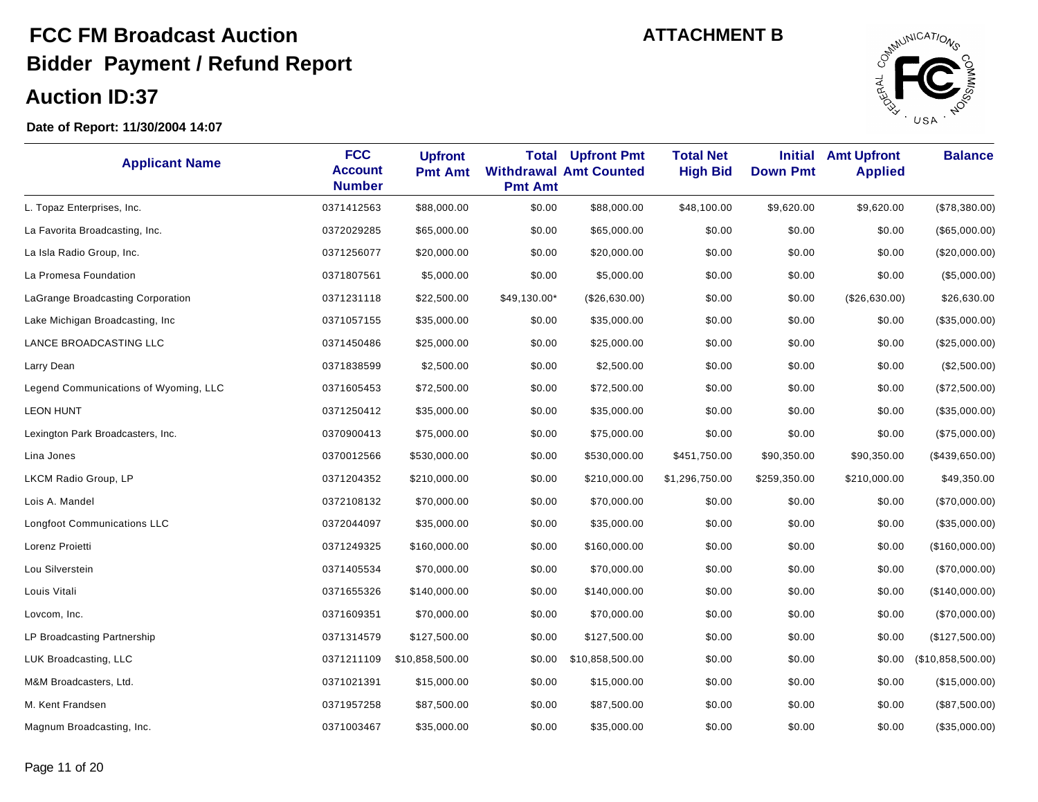# FCC FM Broadcast Auction

## Bidder Payment / Refund Report

## Auction ID:37

**ATTACHMENT B**

**Date of Report: 11/30/2004 14:07**

| Applicant Name | FCC Account Number | Upfront Pmt Amt | Total Withdrawal Pmt Amt | Upfront Pmt Amt Counted | Total Net High Bid | Initial Down Pmt | Amt Upfront Applied | Balance |
|---|---|---|---|---|---|---|---|---|
| L. Topaz Enterprises, Inc. | 0371412563 | $88,000.00 | $0.00 | $88,000.00 | $48,100.00 | $9,620.00 | $9,620.00 | ($78,380.00) |
| La Favorita Broadcasting, Inc. | 0372029285 | $65,000.00 | $0.00 | $65,000.00 | $0.00 | $0.00 | $0.00 | ($65,000.00) |
| La Isla Radio Group, Inc. | 0371256077 | $20,000.00 | $0.00 | $20,000.00 | $0.00 | $0.00 | $0.00 | ($20,000.00) |
| La Promesa Foundation | 0371807561 | $5,000.00 | $0.00 | $5,000.00 | $0.00 | $0.00 | $0.00 | ($5,000.00) |
| LaGrange Broadcasting Corporation | 0371231118 | $22,500.00 | $49,130.00* | ($26,630.00) | $0.00 | $0.00 | ($26,630.00) | $26,630.00 |
| Lake Michigan Broadcasting, Inc | 0371057155 | $35,000.00 | $0.00 | $35,000.00 | $0.00 | $0.00 | $0.00 | ($35,000.00) |
| LANCE BROADCASTING LLC | 0371450486 | $25,000.00 | $0.00 | $25,000.00 | $0.00 | $0.00 | $0.00 | ($25,000.00) |
| Larry Dean | 0371838599 | $2,500.00 | $0.00 | $2,500.00 | $0.00 | $0.00 | $0.00 | ($2,500.00) |
| Legend Communications of Wyoming, LLC | 0371605453 | $72,500.00 | $0.00 | $72,500.00 | $0.00 | $0.00 | $0.00 | ($72,500.00) |
| LEON HUNT | 0371250412 | $35,000.00 | $0.00 | $35,000.00 | $0.00 | $0.00 | $0.00 | ($35,000.00) |
| Lexington Park Broadcasters, Inc. | 0370900413 | $75,000.00 | $0.00 | $75,000.00 | $0.00 | $0.00 | $0.00 | ($75,000.00) |
| Lina Jones | 0370012566 | $530,000.00 | $0.00 | $530,000.00 | $451,750.00 | $90,350.00 | $90,350.00 | ($439,650.00) |
| LKCM Radio Group, LP | 0371204352 | $210,000.00 | $0.00 | $210,000.00 | $1,296,750.00 | $259,350.00 | $210,000.00 | $49,350.00 |
| Lois A. Mandel | 0372108132 | $70,000.00 | $0.00 | $70,000.00 | $0.00 | $0.00 | $0.00 | ($70,000.00) |
| Longfoot Communications LLC | 0372044097 | $35,000.00 | $0.00 | $35,000.00 | $0.00 | $0.00 | $0.00 | ($35,000.00) |
| Lorenz Proietti | 0371249325 | $160,000.00 | $0.00 | $160,000.00 | $0.00 | $0.00 | $0.00 | ($160,000.00) |
| Lou Silverstein | 0371405534 | $70,000.00 | $0.00 | $70,000.00 | $0.00 | $0.00 | $0.00 | ($70,000.00) |
| Louis Vitali | 0371655326 | $140,000.00 | $0.00 | $140,000.00 | $0.00 | $0.00 | $0.00 | ($140,000.00) |
| Lovcom, Inc. | 0371609351 | $70,000.00 | $0.00 | $70,000.00 | $0.00 | $0.00 | $0.00 | ($70,000.00) |
| LP Broadcasting Partnership | 0371314579 | $127,500.00 | $0.00 | $127,500.00 | $0.00 | $0.00 | $0.00 | ($127,500.00) |
| LUK Broadcasting, LLC | 0371211109 | $10,858,500.00 | $0.00 | $10,858,500.00 | $0.00 | $0.00 | $0.00 | ($10,858,500.00) |
| M&M Broadcasters, Ltd. | 0371021391 | $15,000.00 | $0.00 | $15,000.00 | $0.00 | $0.00 | $0.00 | ($15,000.00) |
| M. Kent Frandsen | 0371957258 | $87,500.00 | $0.00 | $87,500.00 | $0.00 | $0.00 | $0.00 | ($87,500.00) |
| Magnum Broadcasting, Inc. | 0371003467 | $35,000.00 | $0.00 | $35,000.00 | $0.00 | $0.00 | $0.00 | ($35,000.00) |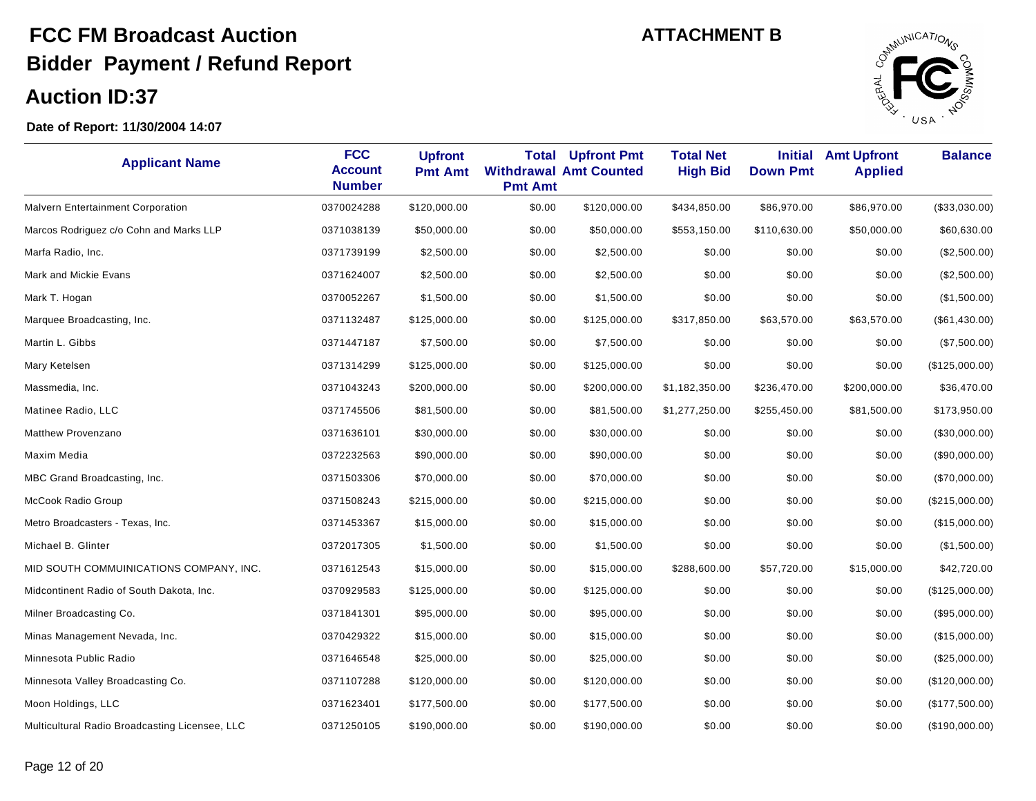# FCC FM Broadcast Auction

## Bidder Payment / Refund Report

## Auction ID:37

**ATTACHMENT B**

**Date of Report: 11/30/2004 14:07**

| Applicant Name | FCC Account Number | Upfront Pmt Amt | Total Withdrawal Pmt Amt | Upfront Pmt Amt Counted | Total Net High Bid | Initial Down Pmt | Amt Upfront Applied | Balance |
|---|---|---|---|---|---|---|---|---|
| Malvern Entertainment Corporation | 0370024288 | $120,000.00 | $0.00 | $120,000.00 | $434,850.00 | $86,970.00 | $86,970.00 | ($33,030.00) |
| Marcos Rodriguez c/o Cohn and Marks LLP | 0371038139 | $50,000.00 | $0.00 | $50,000.00 | $553,150.00 | $110,630.00 | $50,000.00 | $60,630.00 |
| Marfa Radio, Inc. | 0371739199 | $2,500.00 | $0.00 | $2,500.00 | $0.00 | $0.00 | $0.00 | ($2,500.00) |
| Mark and Mickie Evans | 0371624007 | $2,500.00 | $0.00 | $2,500.00 | $0.00 | $0.00 | $0.00 | ($2,500.00) |
| Mark T. Hogan | 0370052267 | $1,500.00 | $0.00 | $1,500.00 | $0.00 | $0.00 | $0.00 | ($1,500.00) |
| Marquee Broadcasting, Inc. | 0371132487 | $125,000.00 | $0.00 | $125,000.00 | $317,850.00 | $63,570.00 | $63,570.00 | ($61,430.00) |
| Martin L. Gibbs | 0371447187 | $7,500.00 | $0.00 | $7,500.00 | $0.00 | $0.00 | $0.00 | ($7,500.00) |
| Mary Ketelsen | 0371314299 | $125,000.00 | $0.00 | $125,000.00 | $0.00 | $0.00 | $0.00 | ($125,000.00) |
| Massmedia, Inc. | 0371043243 | $200,000.00 | $0.00 | $200,000.00 | $1,182,350.00 | $236,470.00 | $200,000.00 | $36,470.00 |
| Matinee Radio, LLC | 0371745506 | $81,500.00 | $0.00 | $81,500.00 | $1,277,250.00 | $255,450.00 | $81,500.00 | $173,950.00 |
| Matthew Provenzano | 0371636101 | $30,000.00 | $0.00 | $30,000.00 | $0.00 | $0.00 | $0.00 | ($30,000.00) |
| Maxim Media | 0372232563 | $90,000.00 | $0.00 | $90,000.00 | $0.00 | $0.00 | $0.00 | ($90,000.00) |
| MBC Grand Broadcasting, Inc. | 0371503306 | $70,000.00 | $0.00 | $70,000.00 | $0.00 | $0.00 | $0.00 | ($70,000.00) |
| McCook Radio Group | 0371508243 | $215,000.00 | $0.00 | $215,000.00 | $0.00 | $0.00 | $0.00 | ($215,000.00) |
| Metro Broadcasters - Texas, Inc. | 0371453367 | $15,000.00 | $0.00 | $15,000.00 | $0.00 | $0.00 | $0.00 | ($15,000.00) |
| Michael B. Glinter | 0372017305 | $1,500.00 | $0.00 | $1,500.00 | $0.00 | $0.00 | $0.00 | ($1,500.00) |
| MID SOUTH COMMUINICATIONS COMPANY, INC. | 0371612543 | $15,000.00 | $0.00 | $15,000.00 | $288,600.00 | $57,720.00 | $15,000.00 | $42,720.00 |
| Midcontinent Radio of South Dakota, Inc. | 0370929583 | $125,000.00 | $0.00 | $125,000.00 | $0.00 | $0.00 | $0.00 | ($125,000.00) |
| Milner Broadcasting Co. | 0371841301 | $95,000.00 | $0.00 | $95,000.00 | $0.00 | $0.00 | $0.00 | ($95,000.00) |
| Minas Management Nevada, Inc. | 0370429322 | $15,000.00 | $0.00 | $15,000.00 | $0.00 | $0.00 | $0.00 | ($15,000.00) |
| Minnesota Public Radio | 0371646548 | $25,000.00 | $0.00 | $25,000.00 | $0.00 | $0.00 | $0.00 | ($25,000.00) |
| Minnesota Valley Broadcasting Co. | 0371107288 | $120,000.00 | $0.00 | $120,000.00 | $0.00 | $0.00 | $0.00 | ($120,000.00) |
| Moon Holdings, LLC | 0371623401 | $177,500.00 | $0.00 | $177,500.00 | $0.00 | $0.00 | $0.00 | ($177,500.00) |
| Multicultural Radio Broadcasting Licensee, LLC | 0371250105 | $190,000.00 | $0.00 | $190,000.00 | $0.00 | $0.00 | $0.00 | ($190,000.00) |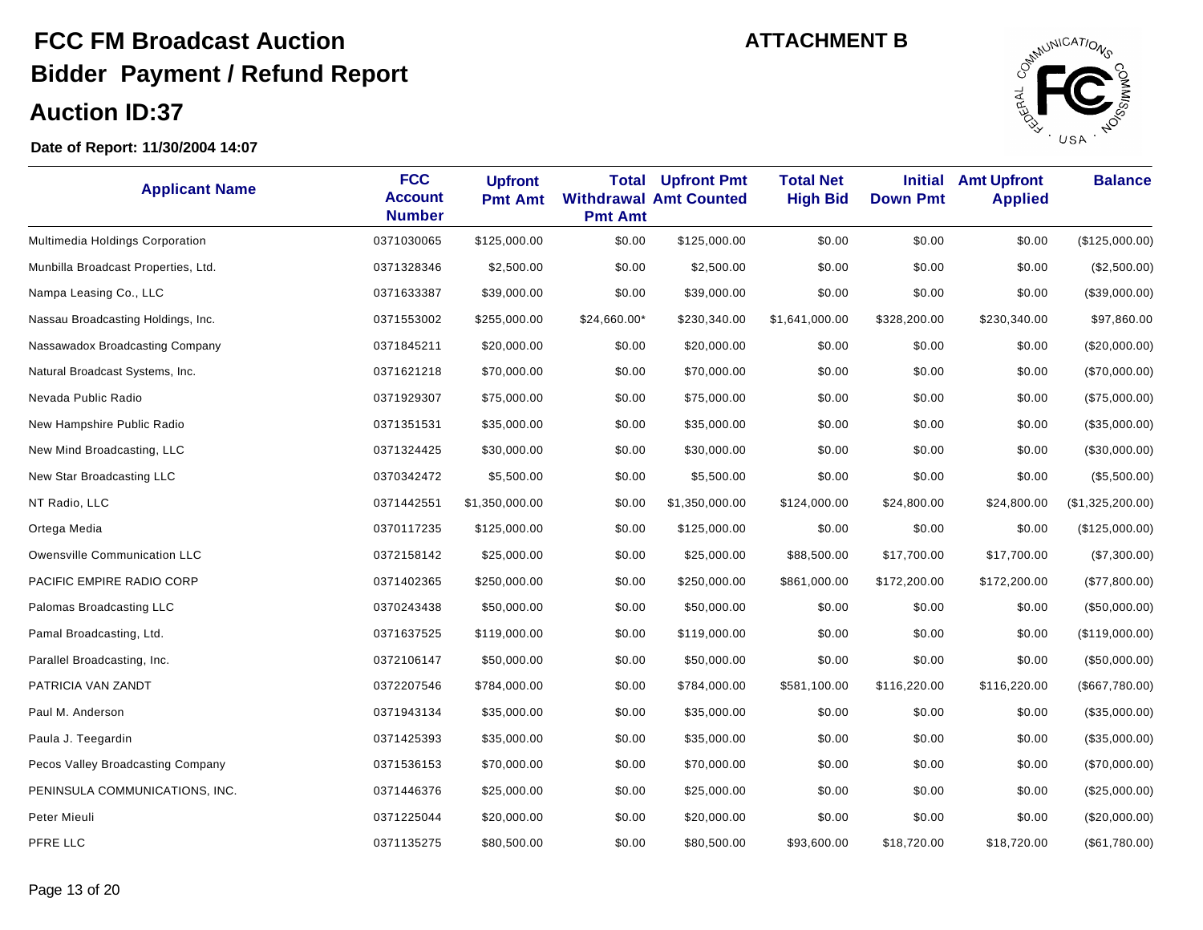# FCC FM Broadcast Auction

**ATTACHMENT B**

## Bidder Payment / Refund Report

## Auction ID:37

**Date of Report: 11/30/2004 14:07**

| Applicant Name | FCC Account Number | Upfront Pmt Amt | Total Withdrawal Pmt Amt | Upfront Pmt Amt Counted | Total Net High Bid | Initial Down Pmt | Amt Upfront Applied | Balance |
|---|---|---|---|---|---|---|---|---|
| Multimedia Holdings Corporation | 0371030065 | $125,000.00 | $0.00 | $125,000.00 | $0.00 | $0.00 | $0.00 | ($125,000.00) |
| Munbilla Broadcast Properties, Ltd. | 0371328346 | $2,500.00 | $0.00 | $2,500.00 | $0.00 | $0.00 | $0.00 | ($2,500.00) |
| Nampa Leasing Co., LLC | 0371633387 | $39,000.00 | $0.00 | $39,000.00 | $0.00 | $0.00 | $0.00 | ($39,000.00) |
| Nassau Broadcasting Holdings, Inc. | 0371553002 | $255,000.00 | $24,660.00* | $230,340.00 | $1,641,000.00 | $328,200.00 | $230,340.00 | $97,860.00 |
| Nassawadox Broadcasting Company | 0371845211 | $20,000.00 | $0.00 | $20,000.00 | $0.00 | $0.00 | $0.00 | ($20,000.00) |
| Natural Broadcast Systems, Inc. | 0371621218 | $70,000.00 | $0.00 | $70,000.00 | $0.00 | $0.00 | $0.00 | ($70,000.00) |
| Nevada Public Radio | 0371929307 | $75,000.00 | $0.00 | $75,000.00 | $0.00 | $0.00 | $0.00 | ($75,000.00) |
| New Hampshire Public Radio | 0371351531 | $35,000.00 | $0.00 | $35,000.00 | $0.00 | $0.00 | $0.00 | ($35,000.00) |
| New Mind Broadcasting, LLC | 0371324425 | $30,000.00 | $0.00 | $30,000.00 | $0.00 | $0.00 | $0.00 | ($30,000.00) |
| New Star Broadcasting LLC | 0370342472 | $5,500.00 | $0.00 | $5,500.00 | $0.00 | $0.00 | $0.00 | ($5,500.00) |
| NT Radio, LLC | 0371442551 | $1,350,000.00 | $0.00 | $1,350,000.00 | $124,000.00 | $24,800.00 | $24,800.00 | ($1,325,200.00) |
| Ortega Media | 0370117235 | $125,000.00 | $0.00 | $125,000.00 | $0.00 | $0.00 | $0.00 | ($125,000.00) |
| Owensville Communication LLC | 0372158142 | $25,000.00 | $0.00 | $25,000.00 | $88,500.00 | $17,700.00 | $17,700.00 | ($7,300.00) |
| PACIFIC EMPIRE RADIO CORP | 0371402365 | $250,000.00 | $0.00 | $250,000.00 | $861,000.00 | $172,200.00 | $172,200.00 | ($77,800.00) |
| Palomas Broadcasting LLC | 0370243438 | $50,000.00 | $0.00 | $50,000.00 | $0.00 | $0.00 | $0.00 | ($50,000.00) |
| Pamal Broadcasting, Ltd. | 0371637525 | $119,000.00 | $0.00 | $119,000.00 | $0.00 | $0.00 | $0.00 | ($119,000.00) |
| Parallel Broadcasting, Inc. | 0372106147 | $50,000.00 | $0.00 | $50,000.00 | $0.00 | $0.00 | $0.00 | ($50,000.00) |
| PATRICIA VAN ZANDT | 0372207546 | $784,000.00 | $0.00 | $784,000.00 | $581,100.00 | $116,220.00 | $116,220.00 | ($667,780.00) |
| Paul M. Anderson | 0371943134 | $35,000.00 | $0.00 | $35,000.00 | $0.00 | $0.00 | $0.00 | ($35,000.00) |
| Paula J. Teegardin | 0371425393 | $35,000.00 | $0.00 | $35,000.00 | $0.00 | $0.00 | $0.00 | ($35,000.00) |
| Pecos Valley Broadcasting Company | 0371536153 | $70,000.00 | $0.00 | $70,000.00 | $0.00 | $0.00 | $0.00 | ($70,000.00) |
| PENINSULA COMMUNICATIONS, INC. | 0371446376 | $25,000.00 | $0.00 | $25,000.00 | $0.00 | $0.00 | $0.00 | ($25,000.00) |
| Peter Mieuli | 0371225044 | $20,000.00 | $0.00 | $20,000.00 | $0.00 | $0.00 | $0.00 | ($20,000.00) |
| PFRE LLC | 0371135275 | $80,500.00 | $0.00 | $80,500.00 | $93,600.00 | $18,720.00 | $18,720.00 | ($61,780.00) |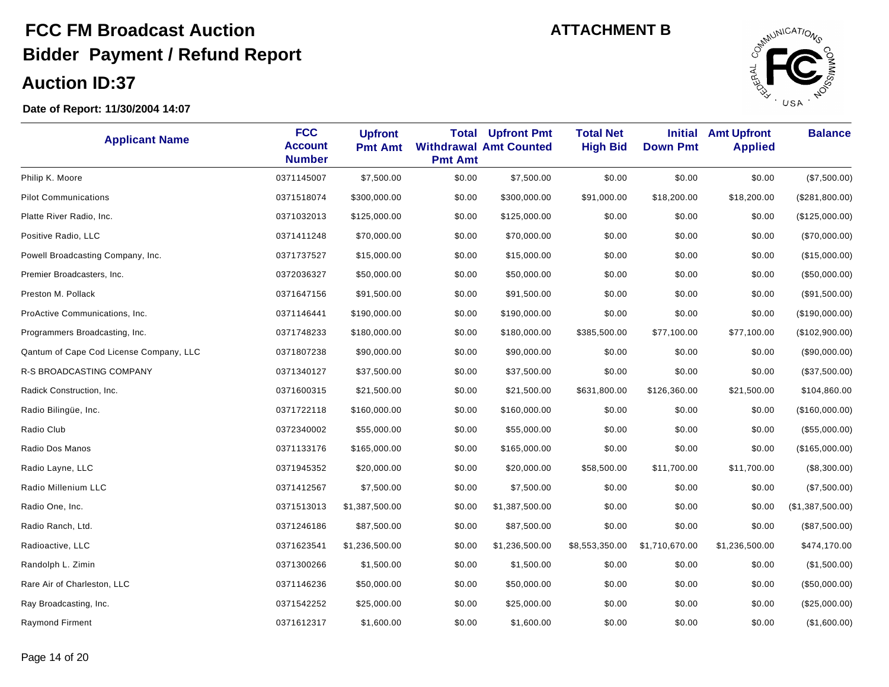# FCC FM Broadcast Auction

# Bidder Payment / Refund Report

## Auction ID:37

**ATTACHMENT B**

**Date of Report: 11/30/2004 14:07**

| Applicant Name | FCC Account Number | Upfront Pmt Amt | Total Withdrawal Pmt Amt | Upfront Pmt Amt Counted | Total Net High Bid | Initial Down Pmt | Amt Upfront Applied | Balance |
|---|---|---|---|---|---|---|---|---|
| Philip K. Moore | 0371145007 | $7,500.00 | $0.00 | $7,500.00 | $0.00 | $0.00 | $0.00 | ($7,500.00) |
| Pilot Communications | 0371518074 | $300,000.00 | $0.00 | $300,000.00 | $91,000.00 | $18,200.00 | $18,200.00 | ($281,800.00) |
| Platte River Radio, Inc. | 0371032013 | $125,000.00 | $0.00 | $125,000.00 | $0.00 | $0.00 | $0.00 | ($125,000.00) |
| Positive Radio, LLC | 0371411248 | $70,000.00 | $0.00 | $70,000.00 | $0.00 | $0.00 | $0.00 | ($70,000.00) |
| Powell Broadcasting Company, Inc. | 0371737527 | $15,000.00 | $0.00 | $15,000.00 | $0.00 | $0.00 | $0.00 | ($15,000.00) |
| Premier Broadcasters, Inc. | 0372036327 | $50,000.00 | $0.00 | $50,000.00 | $0.00 | $0.00 | $0.00 | ($50,000.00) |
| Preston M. Pollack | 0371647156 | $91,500.00 | $0.00 | $91,500.00 | $0.00 | $0.00 | $0.00 | ($91,500.00) |
| ProActive Communications, Inc. | 0371146441 | $190,000.00 | $0.00 | $190,000.00 | $0.00 | $0.00 | $0.00 | ($190,000.00) |
| Programmers Broadcasting, Inc. | 0371748233 | $180,000.00 | $0.00 | $180,000.00 | $385,500.00 | $77,100.00 | $77,100.00 | ($102,900.00) |
| Qantum of Cape Cod License Company, LLC | 0371807238 | $90,000.00 | $0.00 | $90,000.00 | $0.00 | $0.00 | $0.00 | ($90,000.00) |
| R-S BROADCASTING COMPANY | 0371340127 | $37,500.00 | $0.00 | $37,500.00 | $0.00 | $0.00 | $0.00 | ($37,500.00) |
| Radick Construction, Inc. | 0371600315 | $21,500.00 | $0.00 | $21,500.00 | $631,800.00 | $126,360.00 | $21,500.00 | $104,860.00 |
| Radio Bilingüe, Inc. | 0371722118 | $160,000.00 | $0.00 | $160,000.00 | $0.00 | $0.00 | $0.00 | ($160,000.00) |
| Radio Club | 0372340002 | $55,000.00 | $0.00 | $55,000.00 | $0.00 | $0.00 | $0.00 | ($55,000.00) |
| Radio Dos Manos | 0371133176 | $165,000.00 | $0.00 | $165,000.00 | $0.00 | $0.00 | $0.00 | ($165,000.00) |
| Radio Layne, LLC | 0371945352 | $20,000.00 | $0.00 | $20,000.00 | $58,500.00 | $11,700.00 | $11,700.00 | ($8,300.00) |
| Radio Millenium LLC | 0371412567 | $7,500.00 | $0.00 | $7,500.00 | $0.00 | $0.00 | $0.00 | ($7,500.00) |
| Radio One, Inc. | 0371513013 | $1,387,500.00 | $0.00 | $1,387,500.00 | $0.00 | $0.00 | $0.00 | ($1,387,500.00) |
| Radio Ranch, Ltd. | 0371246186 | $87,500.00 | $0.00 | $87,500.00 | $0.00 | $0.00 | $0.00 | ($87,500.00) |
| Radioactive, LLC | 0371623541 | $1,236,500.00 | $0.00 | $1,236,500.00 | $8,553,350.00 | $1,710,670.00 | $1,236,500.00 | $474,170.00 |
| Randolph L. Zimin | 0371300266 | $1,500.00 | $0.00 | $1,500.00 | $0.00 | $0.00 | $0.00 | ($1,500.00) |
| Rare Air of Charleston, LLC | 0371146236 | $50,000.00 | $0.00 | $50,000.00 | $0.00 | $0.00 | $0.00 | ($50,000.00) |
| Ray Broadcasting, Inc. | 0371542252 | $25,000.00 | $0.00 | $25,000.00 | $0.00 | $0.00 | $0.00 | ($25,000.00) |
| Raymond Firment | 0371612317 | $1,600.00 | $0.00 | $1,600.00 | $0.00 | $0.00 | $0.00 | ($1,600.00) |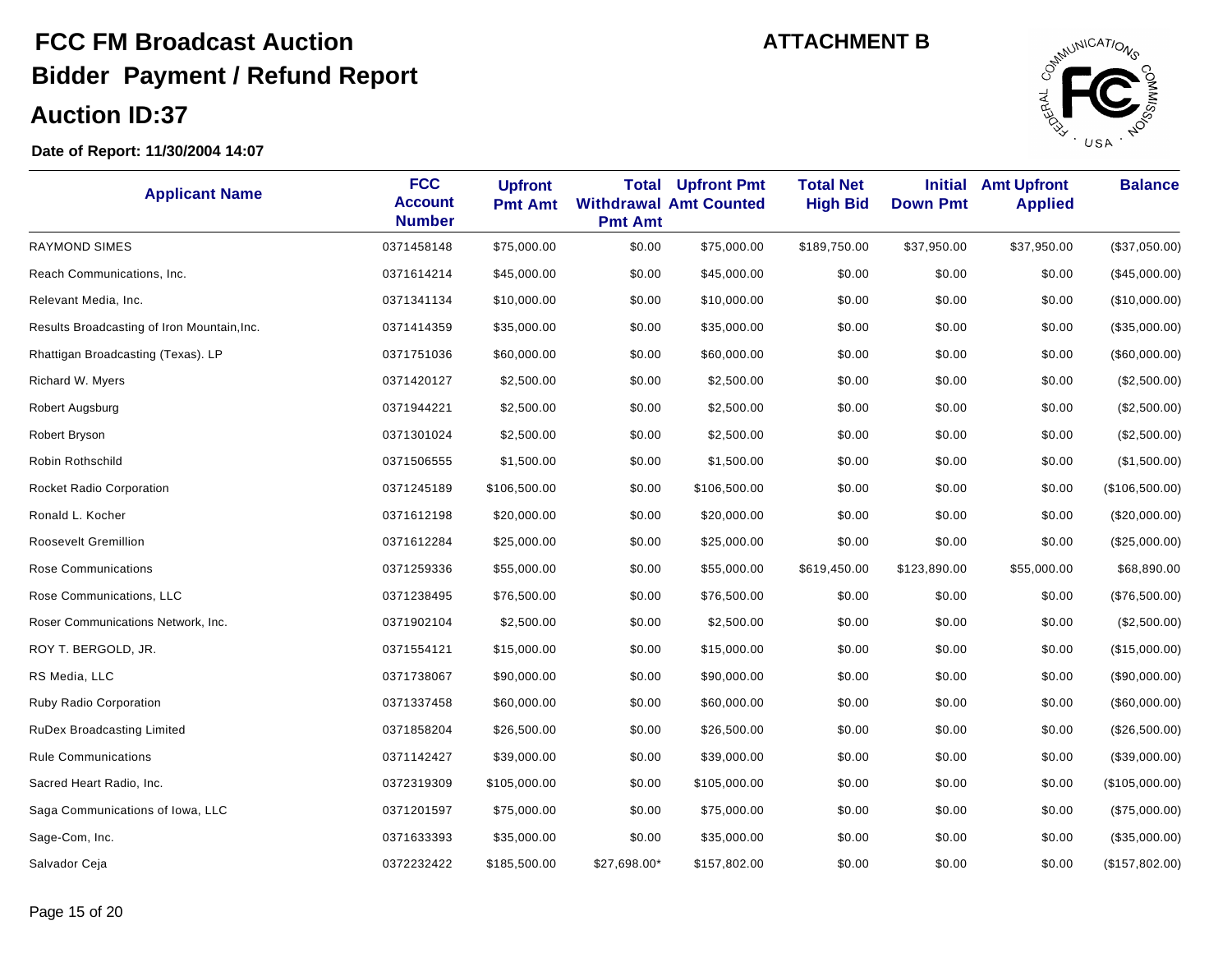# FCC FM Broadcast Auction

## Bidder Payment / Refund Report

## Auction ID:37

**ATTACHMENT B**

**Date of Report: 11/30/2004 14:07**

| Applicant Name | FCC Account Number | Upfront Pmt Amt | Total Withdrawal Pmt Amt | Upfront Pmt Amt Counted | Total Net High Bid | Initial Down Pmt | Amt Upfront Applied | Balance |
|---|---|---|---|---|---|---|---|---|
| RAYMOND SIMES | 0371458148 | $75,000.00 | $0.00 | $75,000.00 | $189,750.00 | $37,950.00 | $37,950.00 | ($37,050.00) |
| Reach Communications, Inc. | 0371614214 | $45,000.00 | $0.00 | $45,000.00 | $0.00 | $0.00 | $0.00 | ($45,000.00) |
| Relevant Media, Inc. | 0371341134 | $10,000.00 | $0.00 | $10,000.00 | $0.00 | $0.00 | $0.00 | ($10,000.00) |
| Results Broadcasting of Iron Mountain,Inc. | 0371414359 | $35,000.00 | $0.00 | $35,000.00 | $0.00 | $0.00 | $0.00 | ($35,000.00) |
| Rhattigan Broadcasting (Texas). LP | 0371751036 | $60,000.00 | $0.00 | $60,000.00 | $0.00 | $0.00 | $0.00 | ($60,000.00) |
| Richard W. Myers | 0371420127 | $2,500.00 | $0.00 | $2,500.00 | $0.00 | $0.00 | $0.00 | ($2,500.00) |
| Robert Augsburg | 0371944221 | $2,500.00 | $0.00 | $2,500.00 | $0.00 | $0.00 | $0.00 | ($2,500.00) |
| Robert Bryson | 0371301024 | $2,500.00 | $0.00 | $2,500.00 | $0.00 | $0.00 | $0.00 | ($2,500.00) |
| Robin Rothschild | 0371506555 | $1,500.00 | $0.00 | $1,500.00 | $0.00 | $0.00 | $0.00 | ($1,500.00) |
| Rocket Radio Corporation | 0371245189 | $106,500.00 | $0.00 | $106,500.00 | $0.00 | $0.00 | $0.00 | ($106,500.00) |
| Ronald L. Kocher | 0371612198 | $20,000.00 | $0.00 | $20,000.00 | $0.00 | $0.00 | $0.00 | ($20,000.00) |
| Roosevelt Gremillion | 0371612284 | $25,000.00 | $0.00 | $25,000.00 | $0.00 | $0.00 | $0.00 | ($25,000.00) |
| Rose Communications | 0371259336 | $55,000.00 | $0.00 | $55,000.00 | $619,450.00 | $123,890.00 | $55,000.00 | $68,890.00 |
| Rose Communications, LLC | 0371238495 | $76,500.00 | $0.00 | $76,500.00 | $0.00 | $0.00 | $0.00 | ($76,500.00) |
| Roser Communications Network, Inc. | 0371902104 | $2,500.00 | $0.00 | $2,500.00 | $0.00 | $0.00 | $0.00 | ($2,500.00) |
| ROY T. BERGOLD, JR. | 0371554121 | $15,000.00 | $0.00 | $15,000.00 | $0.00 | $0.00 | $0.00 | ($15,000.00) |
| RS Media, LLC | 0371738067 | $90,000.00 | $0.00 | $90,000.00 | $0.00 | $0.00 | $0.00 | ($90,000.00) |
| Ruby Radio Corporation | 0371337458 | $60,000.00 | $0.00 | $60,000.00 | $0.00 | $0.00 | $0.00 | ($60,000.00) |
| RuDex Broadcasting Limited | 0371858204 | $26,500.00 | $0.00 | $26,500.00 | $0.00 | $0.00 | $0.00 | ($26,500.00) |
| Rule Communications | 0371142427 | $39,000.00 | $0.00 | $39,000.00 | $0.00 | $0.00 | $0.00 | ($39,000.00) |
| Sacred Heart Radio, Inc. | 0372319309 | $105,000.00 | $0.00 | $105,000.00 | $0.00 | $0.00 | $0.00 | ($105,000.00) |
| Saga Communications of Iowa, LLC | 0371201597 | $75,000.00 | $0.00 | $75,000.00 | $0.00 | $0.00 | $0.00 | ($75,000.00) |
| Sage-Com, Inc. | 0371633393 | $35,000.00 | $0.00 | $35,000.00 | $0.00 | $0.00 | $0.00 | ($35,000.00) |
| Salvador Ceja | 0372232422 | $185,500.00 | $27,698.00* | $157,802.00 | $0.00 | $0.00 | $0.00 | ($157,802.00) |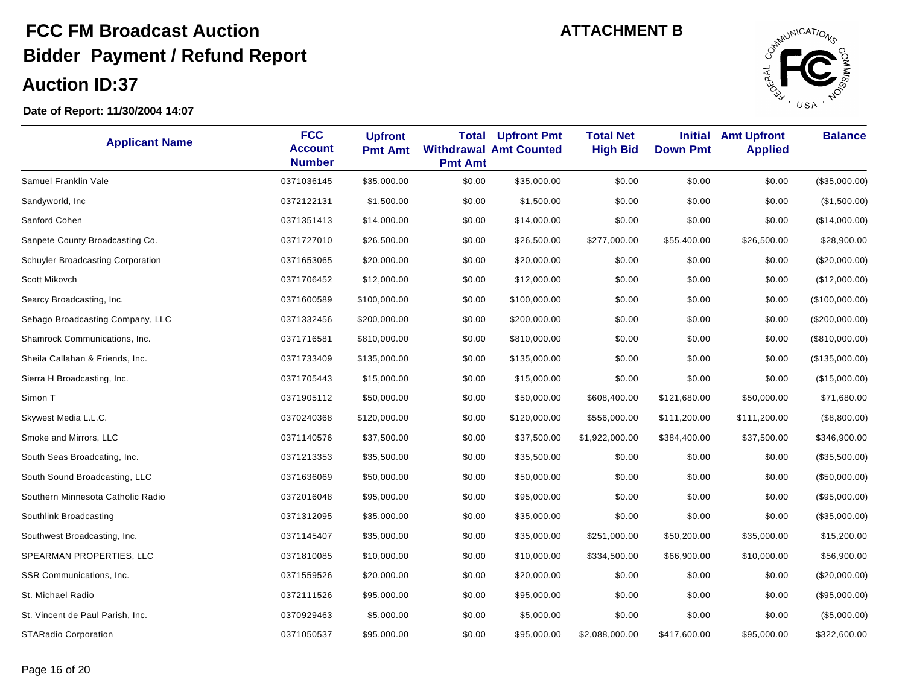# FCC FM Broadcast Auction

## Bidder Payment / Refund Report

## Auction ID:37

**ATTACHMENT B**

**Date of Report: 11/30/2004 14:07**

| Applicant Name | FCC Account Number | Upfront Pmt Amt | Total Withdrawal Pmt Amt | Upfront Pmt Amt Counted | Total Net High Bid | Initial Down Pmt | Amt Upfront Applied | Balance |
|---|---|---|---|---|---|---|---|---|
| Samuel Franklin Vale | 0371036145 | $35,000.00 | $0.00 | $35,000.00 | $0.00 | $0.00 | $0.00 | ($35,000.00) |
| Sandyworld, Inc | 0372122131 | $1,500.00 | $0.00 | $1,500.00 | $0.00 | $0.00 | $0.00 | ($1,500.00) |
| Sanford Cohen | 0371351413 | $14,000.00 | $0.00 | $14,000.00 | $0.00 | $0.00 | $0.00 | ($14,000.00) |
| Sanpete County Broadcasting Co. | 0371727010 | $26,500.00 | $0.00 | $26,500.00 | $277,000.00 | $55,400.00 | $26,500.00 | $28,900.00 |
| Schuyler Broadcasting Corporation | 0371653065 | $20,000.00 | $0.00 | $20,000.00 | $0.00 | $0.00 | $0.00 | ($20,000.00) |
| Scott Mikovch | 0371706452 | $12,000.00 | $0.00 | $12,000.00 | $0.00 | $0.00 | $0.00 | ($12,000.00) |
| Searcy Broadcasting, Inc. | 0371600589 | $100,000.00 | $0.00 | $100,000.00 | $0.00 | $0.00 | $0.00 | ($100,000.00) |
| Sebago Broadcasting Company, LLC | 0371332456 | $200,000.00 | $0.00 | $200,000.00 | $0.00 | $0.00 | $0.00 | ($200,000.00) |
| Shamrock Communications, Inc. | 0371716581 | $810,000.00 | $0.00 | $810,000.00 | $0.00 | $0.00 | $0.00 | ($810,000.00) |
| Sheila Callahan & Friends, Inc. | 0371733409 | $135,000.00 | $0.00 | $135,000.00 | $0.00 | $0.00 | $0.00 | ($135,000.00) |
| Sierra H Broadcasting, Inc. | 0371705443 | $15,000.00 | $0.00 | $15,000.00 | $0.00 | $0.00 | $0.00 | ($15,000.00) |
| Simon T | 0371905112 | $50,000.00 | $0.00 | $50,000.00 | $608,400.00 | $121,680.00 | $50,000.00 | $71,680.00 |
| Skywest Media L.L.C. | 0370240368 | $120,000.00 | $0.00 | $120,000.00 | $556,000.00 | $111,200.00 | $111,200.00 | ($8,800.00) |
| Smoke and Mirrors, LLC | 0371140576 | $37,500.00 | $0.00 | $37,500.00 | $1,922,000.00 | $384,400.00 | $37,500.00 | $346,900.00 |
| South Seas Broadcating, Inc. | 0371213353 | $35,500.00 | $0.00 | $35,500.00 | $0.00 | $0.00 | $0.00 | ($35,500.00) |
| South Sound Broadcasting, LLC | 0371636069 | $50,000.00 | $0.00 | $50,000.00 | $0.00 | $0.00 | $0.00 | ($50,000.00) |
| Southern Minnesota Catholic Radio | 0372016048 | $95,000.00 | $0.00 | $95,000.00 | $0.00 | $0.00 | $0.00 | ($95,000.00) |
| Southlink Broadcasting | 0371312095 | $35,000.00 | $0.00 | $35,000.00 | $0.00 | $0.00 | $0.00 | ($35,000.00) |
| Southwest Broadcasting, Inc. | 0371145407 | $35,000.00 | $0.00 | $35,000.00 | $251,000.00 | $50,200.00 | $35,000.00 | $15,200.00 |
| SPEARMAN PROPERTIES, LLC | 0371810085 | $10,000.00 | $0.00 | $10,000.00 | $334,500.00 | $66,900.00 | $10,000.00 | $56,900.00 |
| SSR Communications, Inc. | 0371559526 | $20,000.00 | $0.00 | $20,000.00 | $0.00 | $0.00 | $0.00 | ($20,000.00) |
| St. Michael Radio | 0372111526 | $95,000.00 | $0.00 | $95,000.00 | $0.00 | $0.00 | $0.00 | ($95,000.00) |
| St. Vincent de Paul Parish, Inc. | 0370929463 | $5,000.00 | $0.00 | $5,000.00 | $0.00 | $0.00 | $0.00 | ($5,000.00) |
| STARadio Corporation | 0371050537 | $95,000.00 | $0.00 | $95,000.00 | $2,088,000.00 | $417,600.00 | $95,000.00 | $322,600.00 |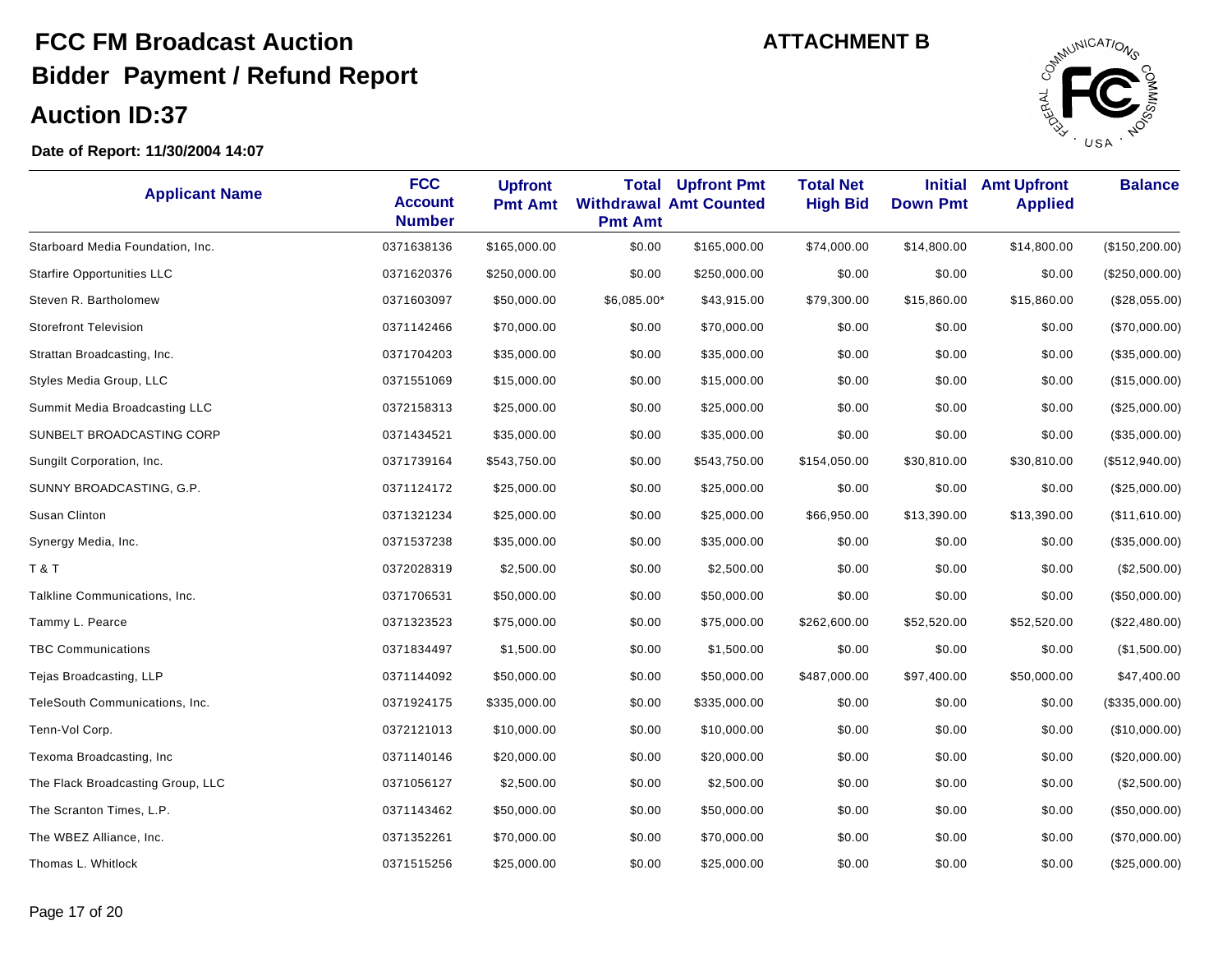# FCC FM Broadcast Auction

**ATTACHMENT B**

## Bidder Payment / Refund Report

## Auction ID:37

**Date of Report: 11/30/2004 14:07**

| Applicant Name | FCC Account Number | Upfront Pmt Amt | Total Withdrawal Pmt Amt | Upfront Pmt Amt Counted | Total Net High Bid | Initial Down Pmt | Amt Upfront Applied | Balance |
|---|---|---|---|---|---|---|---|---|
| Starboard Media Foundation, Inc. | 0371638136 | $165,000.00 | $0.00 | $165,000.00 | $74,000.00 | $14,800.00 | $14,800.00 | ($150,200.00) |
| Starfire Opportunities LLC | 0371620376 | $250,000.00 | $0.00 | $250,000.00 | $0.00 | $0.00 | $0.00 | ($250,000.00) |
| Steven R. Bartholomew | 0371603097 | $50,000.00 | $6,085.00* | $43,915.00 | $79,300.00 | $15,860.00 | $15,860.00 | ($28,055.00) |
| Storefront Television | 0371142466 | $70,000.00 | $0.00 | $70,000.00 | $0.00 | $0.00 | $0.00 | ($70,000.00) |
| Strattan Broadcasting, Inc. | 0371704203 | $35,000.00 | $0.00 | $35,000.00 | $0.00 | $0.00 | $0.00 | ($35,000.00) |
| Styles Media Group, LLC | 0371551069 | $15,000.00 | $0.00 | $15,000.00 | $0.00 | $0.00 | $0.00 | ($15,000.00) |
| Summit Media Broadcasting LLC | 0372158313 | $25,000.00 | $0.00 | $25,000.00 | $0.00 | $0.00 | $0.00 | ($25,000.00) |
| SUNBELT BROADCASTING CORP | 0371434521 | $35,000.00 | $0.00 | $35,000.00 | $0.00 | $0.00 | $0.00 | ($35,000.00) |
| Sungilt Corporation, Inc. | 0371739164 | $543,750.00 | $0.00 | $543,750.00 | $154,050.00 | $30,810.00 | $30,810.00 | ($512,940.00) |
| SUNNY BROADCASTING, G.P. | 0371124172 | $25,000.00 | $0.00 | $25,000.00 | $0.00 | $0.00 | $0.00 | ($25,000.00) |
| Susan Clinton | 0371321234 | $25,000.00 | $0.00 | $25,000.00 | $66,950.00 | $13,390.00 | $13,390.00 | ($11,610.00) |
| Synergy Media, Inc. | 0371537238 | $35,000.00 | $0.00 | $35,000.00 | $0.00 | $0.00 | $0.00 | ($35,000.00) |
| T & T | 0372028319 | $2,500.00 | $0.00 | $2,500.00 | $0.00 | $0.00 | $0.00 | ($2,500.00) |
| Talkline Communications, Inc. | 0371706531 | $50,000.00 | $0.00 | $50,000.00 | $0.00 | $0.00 | $0.00 | ($50,000.00) |
| Tammy L. Pearce | 0371323523 | $75,000.00 | $0.00 | $75,000.00 | $262,600.00 | $52,520.00 | $52,520.00 | ($22,480.00) |
| TBC Communications | 0371834497 | $1,500.00 | $0.00 | $1,500.00 | $0.00 | $0.00 | $0.00 | ($1,500.00) |
| Tejas Broadcasting, LLP | 0371144092 | $50,000.00 | $0.00 | $50,000.00 | $487,000.00 | $97,400.00 | $50,000.00 | $47,400.00 |
| TeleSouth Communications, Inc. | 0371924175 | $335,000.00 | $0.00 | $335,000.00 | $0.00 | $0.00 | $0.00 | ($335,000.00) |
| Tenn-Vol Corp. | 0372121013 | $10,000.00 | $0.00 | $10,000.00 | $0.00 | $0.00 | $0.00 | ($10,000.00) |
| Texoma Broadcasting, Inc | 0371140146 | $20,000.00 | $0.00 | $20,000.00 | $0.00 | $0.00 | $0.00 | ($20,000.00) |
| The Flack Broadcasting Group, LLC | 0371056127 | $2,500.00 | $0.00 | $2,500.00 | $0.00 | $0.00 | $0.00 | ($2,500.00) |
| The Scranton Times, L.P. | 0371143462 | $50,000.00 | $0.00 | $50,000.00 | $0.00 | $0.00 | $0.00 | ($50,000.00) |
| The WBEZ Alliance, Inc. | 0371352261 | $70,000.00 | $0.00 | $70,000.00 | $0.00 | $0.00 | $0.00 | ($70,000.00) |
| Thomas L. Whitlock | 0371515256 | $25,000.00 | $0.00 | $25,000.00 | $0.00 | $0.00 | $0.00 | ($25,000.00) |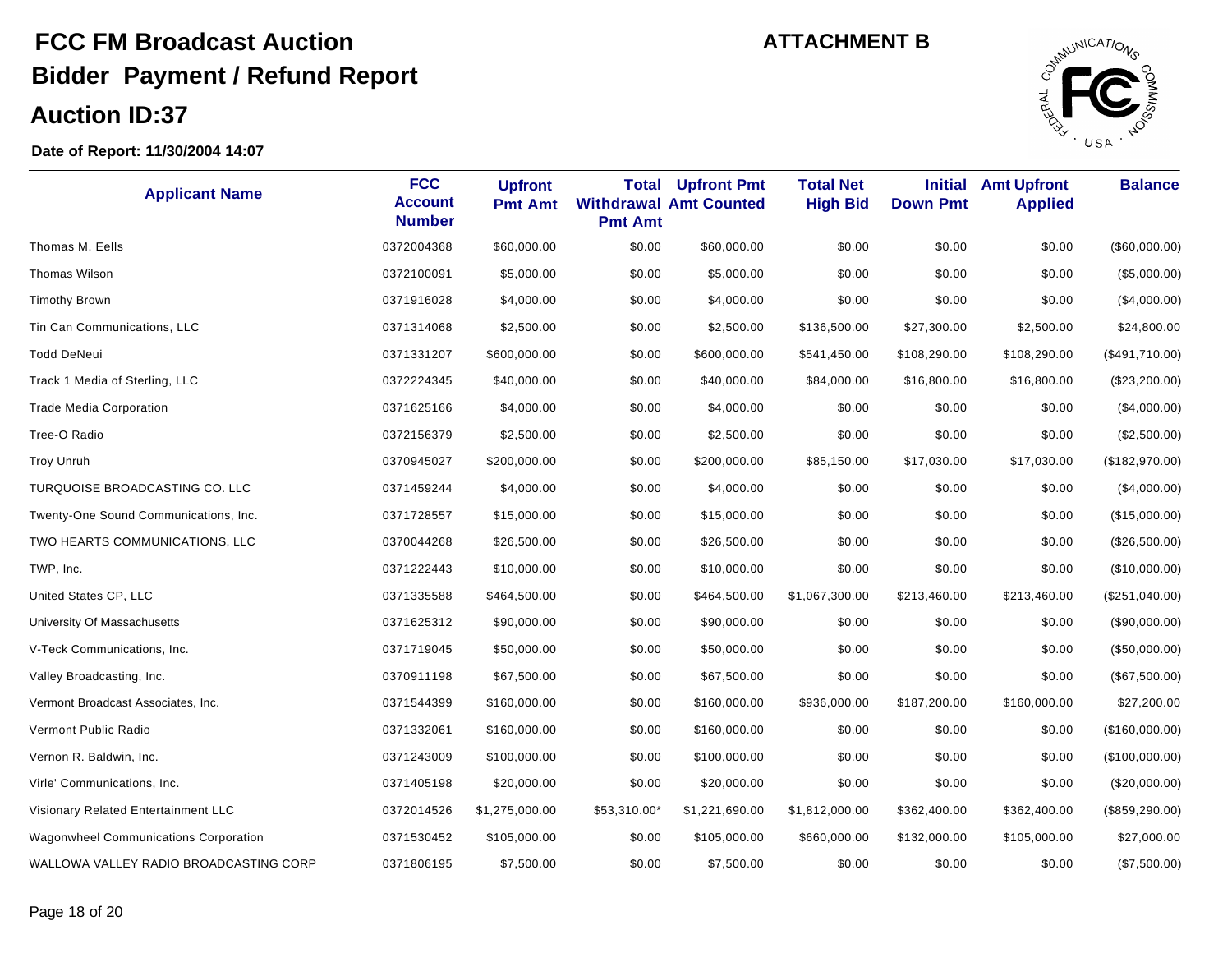# FCC FM Broadcast Auction

## Bidder Payment / Refund Report

## Auction ID:37

**ATTACHMENT B**

**Date of Report: 11/30/2004 14:07**

| Applicant Name | FCC Account Number | Upfront Pmt Amt | Total Withdrawal Pmt Amt | Upfront Pmt Amt Counted | Total Net High Bid | Initial Down Pmt | Amt Upfront Applied | Balance |
|---|---|---|---|---|---|---|---|---|
| Thomas M. Eells | 0372004368 | $60,000.00 | $0.00 | $60,000.00 | $0.00 | $0.00 | $0.00 | ($60,000.00) |
| Thomas Wilson | 0372100091 | $5,000.00 | $0.00 | $5,000.00 | $0.00 | $0.00 | $0.00 | ($5,000.00) |
| Timothy Brown | 0371916028 | $4,000.00 | $0.00 | $4,000.00 | $0.00 | $0.00 | $0.00 | ($4,000.00) |
| Tin Can Communications, LLC | 0371314068 | $2,500.00 | $0.00 | $2,500.00 | $136,500.00 | $27,300.00 | $2,500.00 | $24,800.00 |
| Todd DeNeui | 0371331207 | $600,000.00 | $0.00 | $600,000.00 | $541,450.00 | $108,290.00 | $108,290.00 | ($491,710.00) |
| Track 1 Media of Sterling, LLC | 0372224345 | $40,000.00 | $0.00 | $40,000.00 | $84,000.00 | $16,800.00 | $16,800.00 | ($23,200.00) |
| Trade Media Corporation | 0371625166 | $4,000.00 | $0.00 | $4,000.00 | $0.00 | $0.00 | $0.00 | ($4,000.00) |
| Tree-O Radio | 0372156379 | $2,500.00 | $0.00 | $2,500.00 | $0.00 | $0.00 | $0.00 | ($2,500.00) |
| Troy Unruh | 0370945027 | $200,000.00 | $0.00 | $200,000.00 | $85,150.00 | $17,030.00 | $17,030.00 | ($182,970.00) |
| TURQUOISE BROADCASTING CO. LLC | 0371459244 | $4,000.00 | $0.00 | $4,000.00 | $0.00 | $0.00 | $0.00 | ($4,000.00) |
| Twenty-One Sound Communications, Inc. | 0371728557 | $15,000.00 | $0.00 | $15,000.00 | $0.00 | $0.00 | $0.00 | ($15,000.00) |
| TWO HEARTS COMMUNICATIONS, LLC | 0370044268 | $26,500.00 | $0.00 | $26,500.00 | $0.00 | $0.00 | $0.00 | ($26,500.00) |
| TWP, Inc. | 0371222443 | $10,000.00 | $0.00 | $10,000.00 | $0.00 | $0.00 | $0.00 | ($10,000.00) |
| United States CP, LLC | 0371335588 | $464,500.00 | $0.00 | $464,500.00 | $1,067,300.00 | $213,460.00 | $213,460.00 | ($251,040.00) |
| University Of Massachusetts | 0371625312 | $90,000.00 | $0.00 | $90,000.00 | $0.00 | $0.00 | $0.00 | ($90,000.00) |
| V-Teck Communications, Inc. | 0371719045 | $50,000.00 | $0.00 | $50,000.00 | $0.00 | $0.00 | $0.00 | ($50,000.00) |
| Valley Broadcasting, Inc. | 0370911198 | $67,500.00 | $0.00 | $67,500.00 | $0.00 | $0.00 | $0.00 | ($67,500.00) |
| Vermont Broadcast Associates, Inc. | 0371544399 | $160,000.00 | $0.00 | $160,000.00 | $936,000.00 | $187,200.00 | $160,000.00 | $27,200.00 |
| Vermont Public Radio | 0371332061 | $160,000.00 | $0.00 | $160,000.00 | $0.00 | $0.00 | $0.00 | ($160,000.00) |
| Vernon R. Baldwin, Inc. | 0371243009 | $100,000.00 | $0.00 | $100,000.00 | $0.00 | $0.00 | $0.00 | ($100,000.00) |
| Virle' Communications, Inc. | 0371405198 | $20,000.00 | $0.00 | $20,000.00 | $0.00 | $0.00 | $0.00 | ($20,000.00) |
| Visionary Related Entertainment LLC | 0372014526 | $1,275,000.00 | $53,310.00* | $1,221,690.00 | $1,812,000.00 | $362,400.00 | $362,400.00 | ($859,290.00) |
| Wagonwheel Communications Corporation | 0371530452 | $105,000.00 | $0.00 | $105,000.00 | $660,000.00 | $132,000.00 | $105,000.00 | $27,000.00 |
| WALLOWA VALLEY RADIO BROADCASTING CORP | 0371806195 | $7,500.00 | $0.00 | $7,500.00 | $0.00 | $0.00 | $0.00 | ($7,500.00) |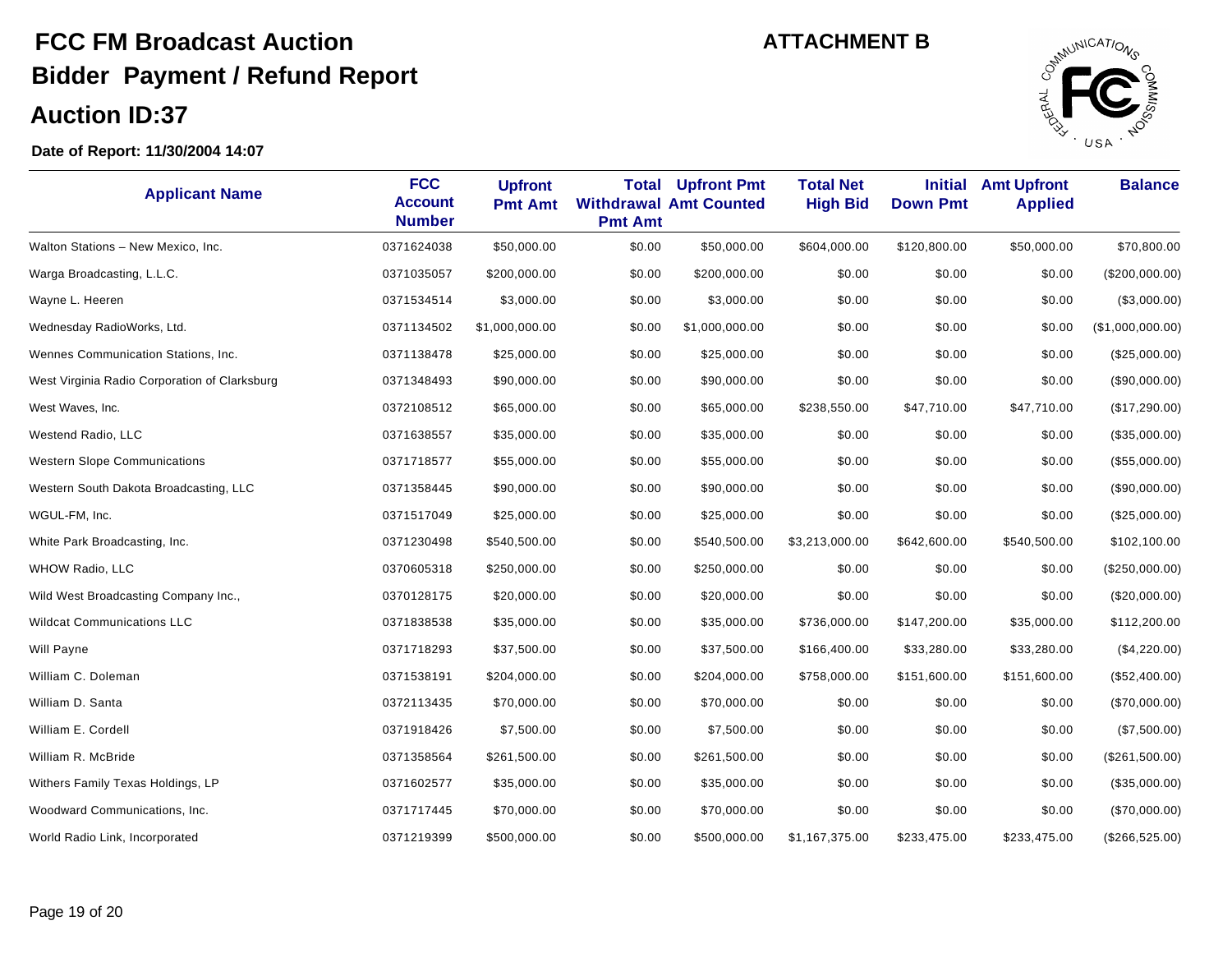# FCC FM Broadcast Auction

## Bidder Payment / Refund Report

## Auction ID:37

**ATTACHMENT B**

**Date of Report: 11/30/2004 14:07**

| Applicant Name | FCC Account Number | Upfront Pmt Amt | Total Withdrawal Pmt Amt | Upfront Pmt Amt Counted | Total Net High Bid | Initial Down Pmt | Amt Upfront Applied | Balance |
|---|---|---|---|---|---|---|---|---|
| Walton Stations – New Mexico, Inc. | 0371624038 | $50,000.00 | $0.00 | $50,000.00 | $604,000.00 | $120,800.00 | $50,000.00 | $70,800.00 |
| Warga Broadcasting, L.L.C. | 0371035057 | $200,000.00 | $0.00 | $200,000.00 | $0.00 | $0.00 | $0.00 | ($200,000.00) |
| Wayne L. Heeren | 0371534514 | $3,000.00 | $0.00 | $3,000.00 | $0.00 | $0.00 | $0.00 | ($3,000.00) |
| Wednesday RadioWorks, Ltd. | 0371134502 | $1,000,000.00 | $0.00 | $1,000,000.00 | $0.00 | $0.00 | $0.00 | ($1,000,000.00) |
| Wennes Communication Stations, Inc. | 0371138478 | $25,000.00 | $0.00 | $25,000.00 | $0.00 | $0.00 | $0.00 | ($25,000.00) |
| West Virginia Radio Corporation of Clarksburg | 0371348493 | $90,000.00 | $0.00 | $90,000.00 | $0.00 | $0.00 | $0.00 | ($90,000.00) |
| West Waves, Inc. | 0372108512 | $65,000.00 | $0.00 | $65,000.00 | $238,550.00 | $47,710.00 | $47,710.00 | ($17,290.00) |
| Westend Radio, LLC | 0371638557 | $35,000.00 | $0.00 | $35,000.00 | $0.00 | $0.00 | $0.00 | ($35,000.00) |
| Western Slope Communications | 0371718577 | $55,000.00 | $0.00 | $55,000.00 | $0.00 | $0.00 | $0.00 | ($55,000.00) |
| Western South Dakota Broadcasting, LLC | 0371358445 | $90,000.00 | $0.00 | $90,000.00 | $0.00 | $0.00 | $0.00 | ($90,000.00) |
| WGUL-FM, Inc. | 0371517049 | $25,000.00 | $0.00 | $25,000.00 | $0.00 | $0.00 | $0.00 | ($25,000.00) |
| White Park Broadcasting, Inc. | 0371230498 | $540,500.00 | $0.00 | $540,500.00 | $3,213,000.00 | $642,600.00 | $540,500.00 | $102,100.00 |
| WHOW Radio, LLC | 0370605318 | $250,000.00 | $0.00 | $250,000.00 | $0.00 | $0.00 | $0.00 | ($250,000.00) |
| Wild West Broadcasting Company Inc., | 0370128175 | $20,000.00 | $0.00 | $20,000.00 | $0.00 | $0.00 | $0.00 | ($20,000.00) |
| Wildcat Communications LLC | 0371838538 | $35,000.00 | $0.00 | $35,000.00 | $736,000.00 | $147,200.00 | $35,000.00 | $112,200.00 |
| Will Payne | 0371718293 | $37,500.00 | $0.00 | $37,500.00 | $166,400.00 | $33,280.00 | $33,280.00 | ($4,220.00) |
| William C. Doleman | 0371538191 | $204,000.00 | $0.00 | $204,000.00 | $758,000.00 | $151,600.00 | $151,600.00 | ($52,400.00) |
| William D. Santa | 0372113435 | $70,000.00 | $0.00 | $70,000.00 | $0.00 | $0.00 | $0.00 | ($70,000.00) |
| William E. Cordell | 0371918426 | $7,500.00 | $0.00 | $7,500.00 | $0.00 | $0.00 | $0.00 | ($7,500.00) |
| William R. McBride | 0371358564 | $261,500.00 | $0.00 | $261,500.00 | $0.00 | $0.00 | $0.00 | ($261,500.00) |
| Withers Family Texas Holdings, LP | 0371602577 | $35,000.00 | $0.00 | $35,000.00 | $0.00 | $0.00 | $0.00 | ($35,000.00) |
| Woodward Communications, Inc. | 0371717445 | $70,000.00 | $0.00 | $70,000.00 | $0.00 | $0.00 | $0.00 | ($70,000.00) |
| World Radio Link, Incorporated | 0371219399 | $500,000.00 | $0.00 | $500,000.00 | $1,167,375.00 | $233,475.00 | $233,475.00 | ($266,525.00) |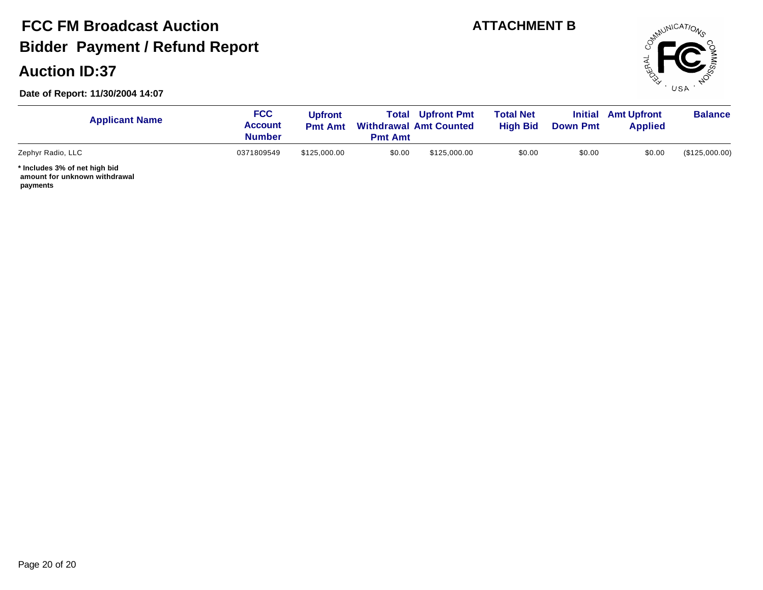# FCC FM Broadcast Auction

## Bidder Payment / Refund Report

## Auction ID:37

**ATTACHMENT B**

**Date of Report: 11/30/2004 14:07**

| Applicant Name | FCC Account Number | Upfront Pmt Amt | Total Withdrawal Pmt Amt | Upfront Pmt Amt Counted | Total Net High Bid | Initial Down Pmt | Amt Upfront Applied | Balance |
|---|---|---|---|---|---|---|---|---|
| Zephyr Radio, LLC | 0371809549 | $125,000.00 | $0.00 | $125,000.00 | $0.00 | $0.00 | $0.00 | ($125,000.00) |

**\* Includes 3% of net high bid amount for unknown withdrawal payments**